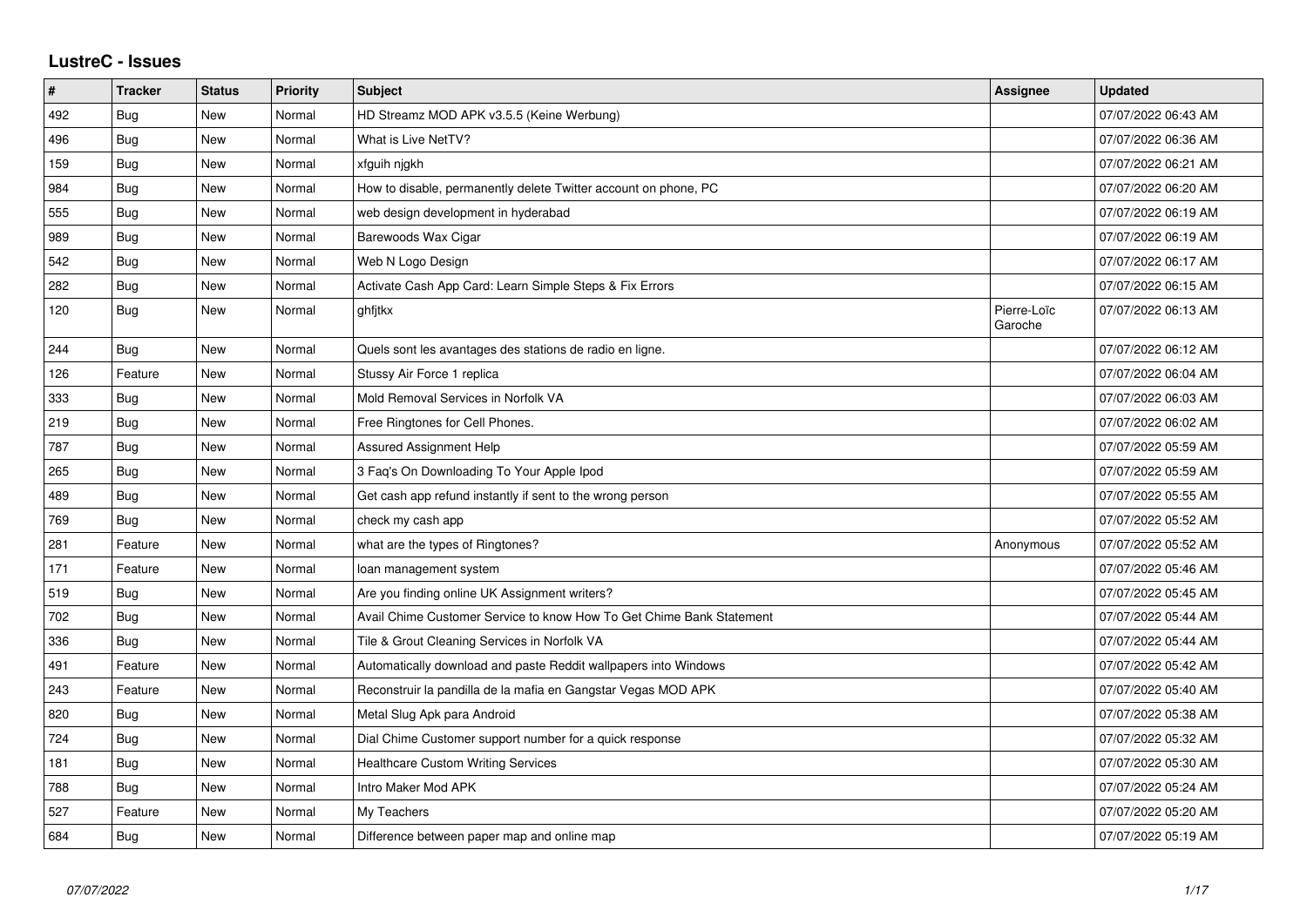# LustreC - Issues

| # | Tracker | Status | Priority | Subject | Assignee | Updated |
|---|---|---|---|---|---|---|
| 492 | Bug | New | Normal | HD Streamz MOD APK v3.5.5 (Keine Werbung) | | 07/07/2022 06:43 AM |
| 496 | Bug | New | Normal | What is Live NetTV? | | 07/07/2022 06:36 AM |
| 159 | Bug | New | Normal | xfguih njgkh | | 07/07/2022 06:21 AM |
| 984 | Bug | New | Normal | How to disable, permanently delete Twitter account on phone, PC | | 07/07/2022 06:20 AM |
| 555 | Bug | New | Normal | web design development in hyderabad | | 07/07/2022 06:19 AM |
| 989 | Bug | New | Normal | Barewoods Wax Cigar | | 07/07/2022 06:19 AM |
| 542 | Bug | New | Normal | Web N Logo Design | | 07/07/2022 06:17 AM |
| 282 | Bug | New | Normal | Activate Cash App Card: Learn Simple Steps & Fix Errors | | 07/07/2022 06:15 AM |
| 120 | Bug | New | Normal | ghfjtkx | Pierre-Loïc Garoche | 07/07/2022 06:13 AM |
| 244 | Bug | New | Normal | Quels sont les avantages des stations de radio en ligne. | | 07/07/2022 06:12 AM |
| 126 | Feature | New | Normal | Stussy Air Force 1 replica | | 07/07/2022 06:04 AM |
| 333 | Bug | New | Normal | Mold Removal Services in Norfolk VA | | 07/07/2022 06:03 AM |
| 219 | Bug | New | Normal | Free Ringtones for Cell Phones. | | 07/07/2022 06:02 AM |
| 787 | Bug | New | Normal | Assured Assignment Help | | 07/07/2022 05:59 AM |
| 265 | Bug | New | Normal | 3 Faq's On Downloading To Your Apple Ipod | | 07/07/2022 05:59 AM |
| 489 | Bug | New | Normal | Get cash app refund instantly if sent to the wrong person | | 07/07/2022 05:55 AM |
| 769 | Bug | New | Normal | check my cash app | | 07/07/2022 05:52 AM |
| 281 | Feature | New | Normal | what are the types of Ringtones? | Anonymous | 07/07/2022 05:52 AM |
| 171 | Feature | New | Normal | loan management system | | 07/07/2022 05:46 AM |
| 519 | Bug | New | Normal | Are you finding online UK Assignment writers? | | 07/07/2022 05:45 AM |
| 702 | Bug | New | Normal | Avail Chime Customer Service to know How To Get Chime Bank Statement | | 07/07/2022 05:44 AM |
| 336 | Bug | New | Normal | Tile & Grout Cleaning Services in Norfolk VA | | 07/07/2022 05:44 AM |
| 491 | Feature | New | Normal | Automatically download and paste Reddit wallpapers into Windows | | 07/07/2022 05:42 AM |
| 243 | Feature | New | Normal | Reconstruir la pandilla de la mafia en Gangstar Vegas MOD APK | | 07/07/2022 05:40 AM |
| 820 | Bug | New | Normal | Metal Slug Apk para Android | | 07/07/2022 05:38 AM |
| 724 | Bug | New | Normal | Dial Chime Customer support number for a quick response | | 07/07/2022 05:32 AM |
| 181 | Bug | New | Normal | Healthcare Custom Writing Services | | 07/07/2022 05:30 AM |
| 788 | Bug | New | Normal | Intro Maker Mod APK | | 07/07/2022 05:24 AM |
| 527 | Feature | New | Normal | My Teachers | | 07/07/2022 05:20 AM |
| 684 | Bug | New | Normal | Difference between paper map and online map | | 07/07/2022 05:19 AM |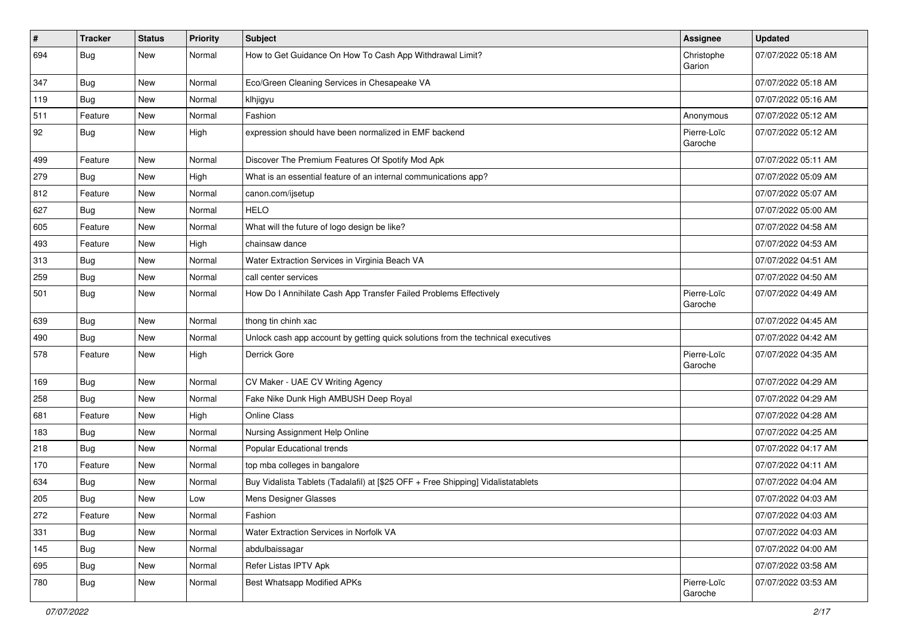| # | Tracker | Status | Priority | Subject | Assignee | Updated |
| --- | --- | --- | --- | --- | --- | --- |
| 694 | Bug | New | Normal | How to Get Guidance On How To Cash App Withdrawal Limit? | Christophe Garion | 07/07/2022 05:18 AM |
| 347 | Bug | New | Normal | Eco/Green Cleaning Services in Chesapeake VA | | 07/07/2022 05:18 AM |
| 119 | Bug | New | Normal | klhjigyu | | 07/07/2022 05:16 AM |
| 511 | Feature | New | Normal | Fashion | Anonymous | 07/07/2022 05:12 AM |
| 92 | Bug | New | High | expression should have been normalized in EMF backend | Pierre-Loïc Garoche | 07/07/2022 05:12 AM |
| 499 | Feature | New | Normal | Discover The Premium Features Of Spotify Mod Apk | | 07/07/2022 05:11 AM |
| 279 | Bug | New | High | What is an essential feature of an internal communications app? | | 07/07/2022 05:09 AM |
| 812 | Feature | New | Normal | canon.com/ijsetup | | 07/07/2022 05:07 AM |
| 627 | Bug | New | Normal | HELO | | 07/07/2022 05:00 AM |
| 605 | Feature | New | Normal | What will the future of logo design be like? | | 07/07/2022 04:58 AM |
| 493 | Feature | New | High | chainsaw dance | | 07/07/2022 04:53 AM |
| 313 | Bug | New | Normal | Water Extraction Services in Virginia Beach VA | | 07/07/2022 04:51 AM |
| 259 | Bug | New | Normal | call center services | | 07/07/2022 04:50 AM |
| 501 | Bug | New | Normal | How Do I Annihilate Cash App Transfer Failed Problems Effectively | Pierre-Loïc Garoche | 07/07/2022 04:49 AM |
| 639 | Bug | New | Normal | thong tin chinh xac | | 07/07/2022 04:45 AM |
| 490 | Bug | New | Normal | Unlock cash app account by getting quick solutions from the technical executives | | 07/07/2022 04:42 AM |
| 578 | Feature | New | High | Derrick Gore | Pierre-Loïc Garoche | 07/07/2022 04:35 AM |
| 169 | Bug | New | Normal | CV Maker - UAE CV Writing Agency | | 07/07/2022 04:29 AM |
| 258 | Bug | New | Normal | Fake Nike Dunk High AMBUSH Deep Royal | | 07/07/2022 04:29 AM |
| 681 | Feature | New | High | Online Class | | 07/07/2022 04:28 AM |
| 183 | Bug | New | Normal | Nursing Assignment Help Online | | 07/07/2022 04:25 AM |
| 218 | Bug | New | Normal | Popular Educational trends | | 07/07/2022 04:17 AM |
| 170 | Feature | New | Normal | top mba colleges in bangalore | | 07/07/2022 04:11 AM |
| 634 | Bug | New | Normal | Buy Vidalista Tablets (Tadalafil) at [$25 OFF + Free Shipping] Vidalistatablets | | 07/07/2022 04:04 AM |
| 205 | Bug | New | Low | Mens Designer Glasses | | 07/07/2022 04:03 AM |
| 272 | Feature | New | Normal | Fashion | | 07/07/2022 04:03 AM |
| 331 | Bug | New | Normal | Water Extraction Services in Norfolk VA | | 07/07/2022 04:03 AM |
| 145 | Bug | New | Normal | abdulbaissagar | | 07/07/2022 04:00 AM |
| 695 | Bug | New | Normal | Refer Listas IPTV Apk | | 07/07/2022 03:58 AM |
| 780 | Bug | New | Normal | Best Whatsapp Modified APKs | Pierre-Loïc Garoche | 07/07/2022 03:53 AM |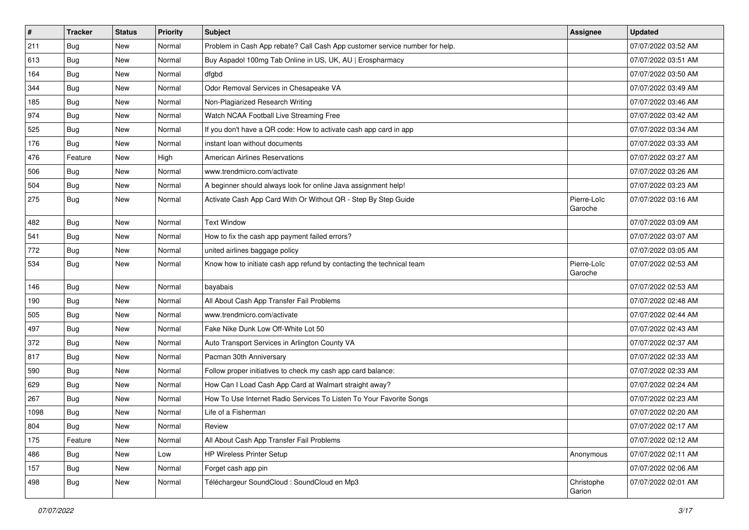| # | Tracker | Status | Priority | Subject | Assignee | Updated |
|---|---|---|---|---|---|---|
| 211 | Bug | New | Normal | Problem in Cash App rebate? Call Cash App customer service number for help. | | 07/07/2022 03:52 AM |
| 613 | Bug | New | Normal | Buy Aspadol 100mg Tab Online in US, UK, AU \| Erospharmacy | | 07/07/2022 03:51 AM |
| 164 | Bug | New | Normal | dfgbd | | 07/07/2022 03:50 AM |
| 344 | Bug | New | Normal | Odor Removal Services in Chesapeake VA | | 07/07/2022 03:49 AM |
| 185 | Bug | New | Normal | Non-Plagiarized Research Writing | | 07/07/2022 03:46 AM |
| 974 | Bug | New | Normal | Watch NCAA Football Live Streaming Free | | 07/07/2022 03:42 AM |
| 525 | Bug | New | Normal | If you don't have a QR code: How to activate cash app card in app | | 07/07/2022 03:34 AM |
| 176 | Bug | New | Normal | instant loan without documents | | 07/07/2022 03:33 AM |
| 476 | Feature | New | High | American Airlines Reservations | | 07/07/2022 03:27 AM |
| 506 | Bug | New | Normal | www.trendmicro.com/activate | | 07/07/2022 03:26 AM |
| 504 | Bug | New | Normal | A beginner should always look for online Java assignment help! | | 07/07/2022 03:23 AM |
| 275 | Bug | New | Normal | Activate Cash App Card With Or Without QR - Step By Step Guide | Pierre-Loïc Garoche | 07/07/2022 03:16 AM |
| 482 | Bug | New | Normal | Text Window | | 07/07/2022 03:09 AM |
| 541 | Bug | New | Normal | How to fix the cash app payment failed errors? | | 07/07/2022 03:07 AM |
| 772 | Bug | New | Normal | united airlines baggage policy | | 07/07/2022 03:05 AM |
| 534 | Bug | New | Normal | Know how to initiate cash app refund by contacting the technical team | Pierre-Loïc Garoche | 07/07/2022 02:53 AM |
| 146 | Bug | New | Normal | bayabais | | 07/07/2022 02:53 AM |
| 190 | Bug | New | Normal | All About Cash App Transfer Fail Problems | | 07/07/2022 02:48 AM |
| 505 | Bug | New | Normal | www.trendmicro.com/activate | | 07/07/2022 02:44 AM |
| 497 | Bug | New | Normal | Fake Nike Dunk Low Off-White Lot 50 | | 07/07/2022 02:43 AM |
| 372 | Bug | New | Normal | Auto Transport Services in Arlington County VA | | 07/07/2022 02:37 AM |
| 817 | Bug | New | Normal | Pacman 30th Anniversary | | 07/07/2022 02:33 AM |
| 590 | Bug | New | Normal | Follow proper initiatives to check my cash app card balance: | | 07/07/2022 02:33 AM |
| 629 | Bug | New | Normal | How Can I Load Cash App Card at Walmart straight away? | | 07/07/2022 02:24 AM |
| 267 | Bug | New | Normal | How To Use Internet Radio Services To Listen To Your Favorite Songs | | 07/07/2022 02:23 AM |
| 1098 | Bug | New | Normal | Life of a Fisherman | | 07/07/2022 02:20 AM |
| 804 | Bug | New | Normal | Review | | 07/07/2022 02:17 AM |
| 175 | Feature | New | Normal | All About Cash App Transfer Fail Problems | | 07/07/2022 02:12 AM |
| 486 | Bug | New | Low | HP Wireless Printer Setup | Anonymous | 07/07/2022 02:11 AM |
| 157 | Bug | New | Normal | Forget cash app pin | | 07/07/2022 02:06 AM |
| 498 | Bug | New | Normal | Téléchargeur SoundCloud : SoundCloud en Mp3 | Christophe Garion | 07/07/2022 02:01 AM |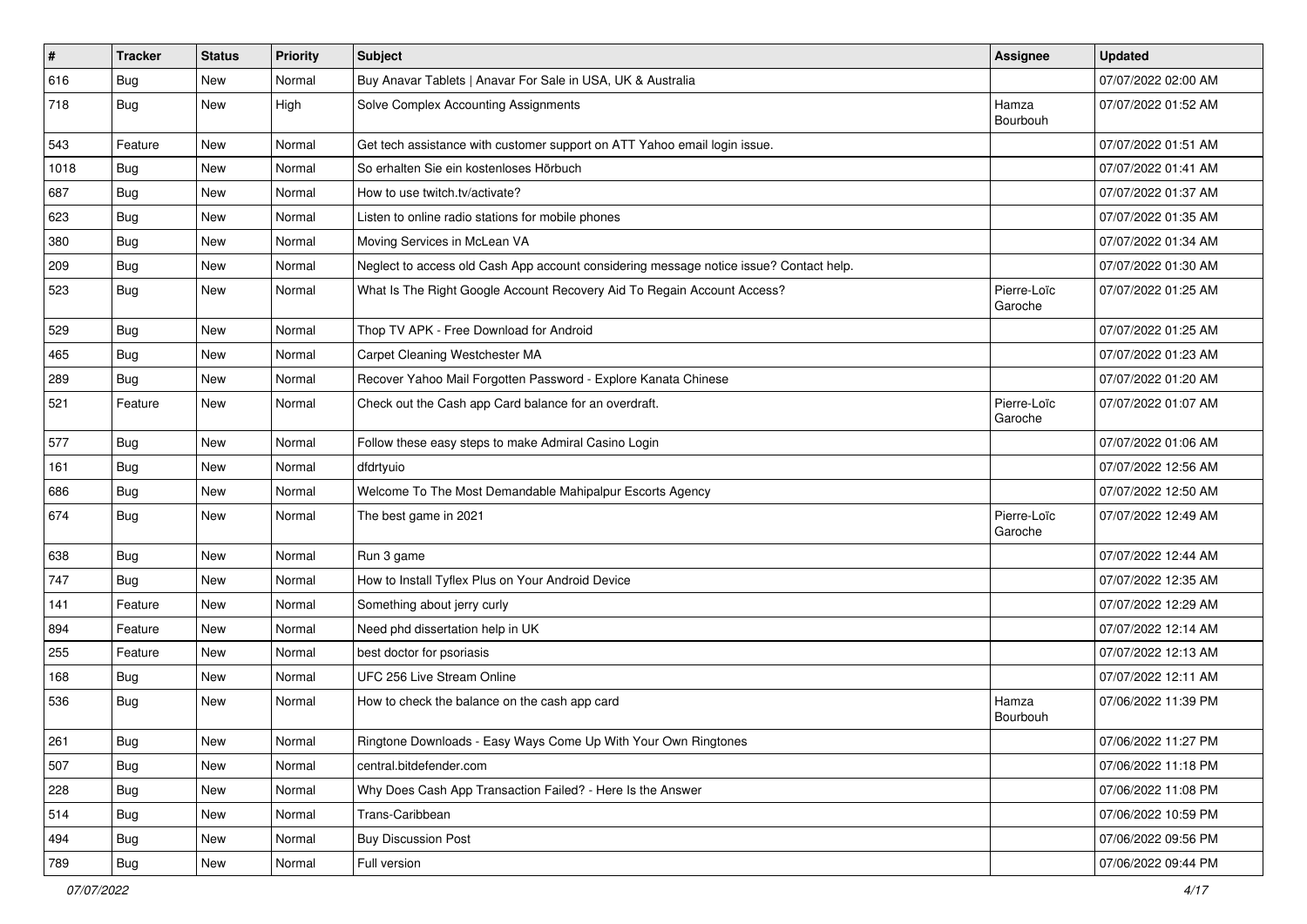| # | Tracker | Status | Priority | Subject | Assignee | Updated |
|---|---|---|---|---|---|---|
| 616 | Bug | New | Normal | Buy Anavar Tablets \| Anavar For Sale in USA, UK & Australia | | 07/07/2022 02:00 AM |
| 718 | Bug | New | High | Solve Complex Accounting Assignments | Hamza Bourbouh | 07/07/2022 01:52 AM |
| 543 | Feature | New | Normal | Get tech assistance with customer support on ATT Yahoo email login issue. | | 07/07/2022 01:51 AM |
| 1018 | Bug | New | Normal | So erhalten Sie ein kostenloses Hörbuch | | 07/07/2022 01:41 AM |
| 687 | Bug | New | Normal | How to use twitch.tv/activate? | | 07/07/2022 01:37 AM |
| 623 | Bug | New | Normal | Listen to online radio stations for mobile phones | | 07/07/2022 01:35 AM |
| 380 | Bug | New | Normal | Moving Services in McLean VA | | 07/07/2022 01:34 AM |
| 209 | Bug | New | Normal | Neglect to access old Cash App account considering message notice issue? Contact help. | | 07/07/2022 01:30 AM |
| 523 | Bug | New | Normal | What Is The Right Google Account Recovery Aid To Regain Account Access? | Pierre-Loïc Garoche | 07/07/2022 01:25 AM |
| 529 | Bug | New | Normal | Thop TV APK - Free Download for Android | | 07/07/2022 01:25 AM |
| 465 | Bug | New | Normal | Carpet Cleaning Westchester MA | | 07/07/2022 01:23 AM |
| 289 | Bug | New | Normal | Recover Yahoo Mail Forgotten Password - Explore Kanata Chinese | | 07/07/2022 01:20 AM |
| 521 | Feature | New | Normal | Check out the Cash app Card balance for an overdraft. | Pierre-Loïc Garoche | 07/07/2022 01:07 AM |
| 577 | Bug | New | Normal | Follow these easy steps to make Admiral Casino Login | | 07/07/2022 01:06 AM |
| 161 | Bug | New | Normal | dfdrtyuio | | 07/07/2022 12:56 AM |
| 686 | Bug | New | Normal | Welcome To The Most Demandable Mahipalpur Escorts Agency | | 07/07/2022 12:50 AM |
| 674 | Bug | New | Normal | The best game in 2021 | Pierre-Loïc Garoche | 07/07/2022 12:49 AM |
| 638 | Bug | New | Normal | Run 3 game | | 07/07/2022 12:44 AM |
| 747 | Bug | New | Normal | How to Install Tyflex Plus on Your Android Device | | 07/07/2022 12:35 AM |
| 141 | Feature | New | Normal | Something about jerry curly | | 07/07/2022 12:29 AM |
| 894 | Feature | New | Normal | Need phd dissertation help in UK | | 07/07/2022 12:14 AM |
| 255 | Feature | New | Normal | best doctor for psoriasis | | 07/07/2022 12:13 AM |
| 168 | Bug | New | Normal | UFC 256 Live Stream Online | | 07/07/2022 12:11 AM |
| 536 | Bug | New | Normal | How to check the balance on the cash app card | Hamza Bourbouh | 07/06/2022 11:39 PM |
| 261 | Bug | New | Normal | Ringtone Downloads - Easy Ways Come Up With Your Own Ringtones | | 07/06/2022 11:27 PM |
| 507 | Bug | New | Normal | central.bitdefender.com | | 07/06/2022 11:18 PM |
| 228 | Bug | New | Normal | Why Does Cash App Transaction Failed? - Here Is the Answer | | 07/06/2022 11:08 PM |
| 514 | Bug | New | Normal | Trans-Caribbean | | 07/06/2022 10:59 PM |
| 494 | Bug | New | Normal | Buy Discussion Post | | 07/06/2022 09:56 PM |
| 789 | Bug | New | Normal | Full version | | 07/06/2022 09:44 PM |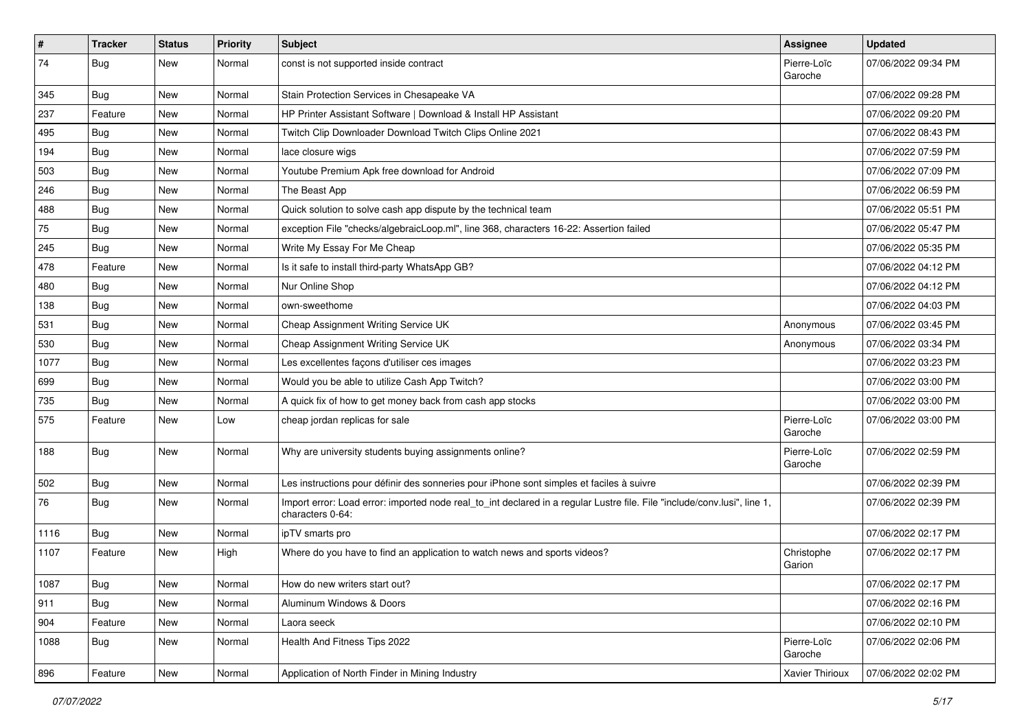| # | Tracker | Status | Priority | Subject | Assignee | Updated |
|---|---|---|---|---|---|---|
| 74 | Bug | New | Normal | const is not supported inside contract | Pierre-Loïc Garoche | 07/06/2022 09:34 PM |
| 345 | Bug | New | Normal | Stain Protection Services in Chesapeake VA | | 07/06/2022 09:28 PM |
| 237 | Feature | New | Normal | HP Printer Assistant Software \| Download & Install HP Assistant | | 07/06/2022 09:20 PM |
| 495 | Bug | New | Normal | Twitch Clip Downloader Download Twitch Clips Online 2021 | | 07/06/2022 08:43 PM |
| 194 | Bug | New | Normal | lace closure wigs | | 07/06/2022 07:59 PM |
| 503 | Bug | New | Normal | Youtube Premium Apk free download for Android | | 07/06/2022 07:09 PM |
| 246 | Bug | New | Normal | The Beast App | | 07/06/2022 06:59 PM |
| 488 | Bug | New | Normal | Quick solution to solve cash app dispute by the technical team | | 07/06/2022 05:51 PM |
| 75 | Bug | New | Normal | exception File "checks/algebraicLoop.ml", line 368, characters 16-22: Assertion failed | | 07/06/2022 05:47 PM |
| 245 | Bug | New | Normal | Write My Essay For Me Cheap | | 07/06/2022 05:35 PM |
| 478 | Feature | New | Normal | Is it safe to install third-party WhatsApp GB? | | 07/06/2022 04:12 PM |
| 480 | Bug | New | Normal | Nur Online Shop | | 07/06/2022 04:12 PM |
| 138 | Bug | New | Normal | own-sweethome | | 07/06/2022 04:03 PM |
| 531 | Bug | New | Normal | Cheap Assignment Writing Service UK | Anonymous | 07/06/2022 03:45 PM |
| 530 | Bug | New | Normal | Cheap Assignment Writing Service UK | Anonymous | 07/06/2022 03:34 PM |
| 1077 | Bug | New | Normal | Les excellentes façons d'utiliser ces images | | 07/06/2022 03:23 PM |
| 699 | Bug | New | Normal | Would you be able to utilize Cash App Twitch? | | 07/06/2022 03:00 PM |
| 735 | Bug | New | Normal | A quick fix of how to get money back from cash app stocks | | 07/06/2022 03:00 PM |
| 575 | Feature | New | Low | cheap jordan replicas for sale | Pierre-Loïc Garoche | 07/06/2022 03:00 PM |
| 188 | Bug | New | Normal | Why are university students buying assignments online? | Pierre-Loïc Garoche | 07/06/2022 02:59 PM |
| 502 | Bug | New | Normal | Les instructions pour définir des sonneries pour iPhone sont simples et faciles à suivre | | 07/06/2022 02:39 PM |
| 76 | Bug | New | Normal | Import error: Load error: imported node real_to_int declared in a regular Lustre file. File "include/conv.lusi", line 1, characters 0-64: | | 07/06/2022 02:39 PM |
| 1116 | Bug | New | Normal | ipTV smarts pro | | 07/06/2022 02:17 PM |
| 1107 | Feature | New | High | Where do you have to find an application to watch news and sports videos? | Christophe Garion | 07/06/2022 02:17 PM |
| 1087 | Bug | New | Normal | How do new writers start out? | | 07/06/2022 02:17 PM |
| 911 | Bug | New | Normal | Aluminum Windows & Doors | | 07/06/2022 02:16 PM |
| 904 | Feature | New | Normal | Laora seeck | | 07/06/2022 02:10 PM |
| 1088 | Bug | New | Normal | Health And Fitness Tips 2022 | Pierre-Loïc Garoche | 07/06/2022 02:06 PM |
| 896 | Feature | New | Normal | Application of North Finder in Mining Industry | Xavier Thirioux | 07/06/2022 02:02 PM |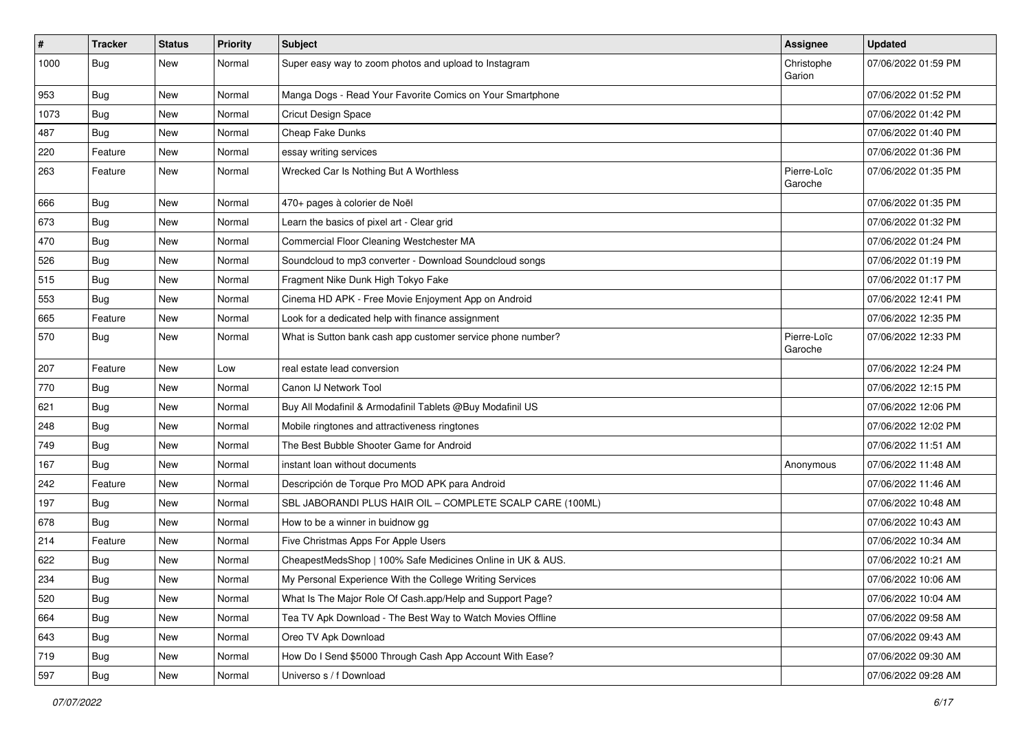| # | Tracker | Status | Priority | Subject | Assignee | Updated |
|---|---|---|---|---|---|---|
| 1000 | Bug | New | Normal | Super easy way to zoom photos and upload to Instagram | Christophe Garion | 07/06/2022 01:59 PM |
| 953 | Bug | New | Normal | Manga Dogs - Read Your Favorite Comics on Your Smartphone | | 07/06/2022 01:52 PM |
| 1073 | Bug | New | Normal | Cricut Design Space | | 07/06/2022 01:42 PM |
| 487 | Bug | New | Normal | Cheap Fake Dunks | | 07/06/2022 01:40 PM |
| 220 | Feature | New | Normal | essay writing services | | 07/06/2022 01:36 PM |
| 263 | Feature | New | Normal | Wrecked Car Is Nothing But A Worthless | Pierre-Loïc Garoche | 07/06/2022 01:35 PM |
| 666 | Bug | New | Normal | 470+ pages à colorier de Noël | | 07/06/2022 01:35 PM |
| 673 | Bug | New | Normal | Learn the basics of pixel art - Clear grid | | 07/06/2022 01:32 PM |
| 470 | Bug | New | Normal | Commercial Floor Cleaning Westchester MA | | 07/06/2022 01:24 PM |
| 526 | Bug | New | Normal | Soundcloud to mp3 converter - Download Soundcloud songs | | 07/06/2022 01:19 PM |
| 515 | Bug | New | Normal | Fragment Nike Dunk High Tokyo Fake | | 07/06/2022 01:17 PM |
| 553 | Bug | New | Normal | Cinema HD APK - Free Movie Enjoyment App on Android | | 07/06/2022 12:41 PM |
| 665 | Feature | New | Normal | Look for a dedicated help with finance assignment | | 07/06/2022 12:35 PM |
| 570 | Bug | New | Normal | What is Sutton bank cash app customer service phone number? | Pierre-Loïc Garoche | 07/06/2022 12:33 PM |
| 207 | Feature | New | Low | real estate lead conversion | | 07/06/2022 12:24 PM |
| 770 | Bug | New | Normal | Canon IJ Network Tool | | 07/06/2022 12:15 PM |
| 621 | Bug | New | Normal | Buy All Modafinil & Armodafinil Tablets @Buy Modafinil US | | 07/06/2022 12:06 PM |
| 248 | Bug | New | Normal | Mobile ringtones and attractiveness ringtones | | 07/06/2022 12:02 PM |
| 749 | Bug | New | Normal | The Best Bubble Shooter Game for Android | | 07/06/2022 11:51 AM |
| 167 | Bug | New | Normal | instant loan without documents | Anonymous | 07/06/2022 11:48 AM |
| 242 | Feature | New | Normal | Descripción de Torque Pro MOD APK para Android | | 07/06/2022 11:46 AM |
| 197 | Bug | New | Normal | SBL JABORANDI PLUS HAIR OIL – COMPLETE SCALP CARE (100ML) | | 07/06/2022 10:48 AM |
| 678 | Bug | New | Normal | How to be a winner in buidnow gg | | 07/06/2022 10:43 AM |
| 214 | Feature | New | Normal | Five Christmas Apps For Apple Users | | 07/06/2022 10:34 AM |
| 622 | Bug | New | Normal | CheapestMedsShop \| 100% Safe Medicines Online in UK & AUS. | | 07/06/2022 10:21 AM |
| 234 | Bug | New | Normal | My Personal Experience With the College Writing Services | | 07/06/2022 10:06 AM |
| 520 | Bug | New | Normal | What Is The Major Role Of Cash.app/Help and Support Page? | | 07/06/2022 10:04 AM |
| 664 | Bug | New | Normal | Tea TV Apk Download - The Best Way to Watch Movies Offline | | 07/06/2022 09:58 AM |
| 643 | Bug | New | Normal | Oreo TV Apk Download | | 07/06/2022 09:43 AM |
| 719 | Bug | New | Normal | How Do I Send $5000 Through Cash App Account With Ease? | | 07/06/2022 09:30 AM |
| 597 | Bug | New | Normal | Universo s / f Download | | 07/06/2022 09:28 AM |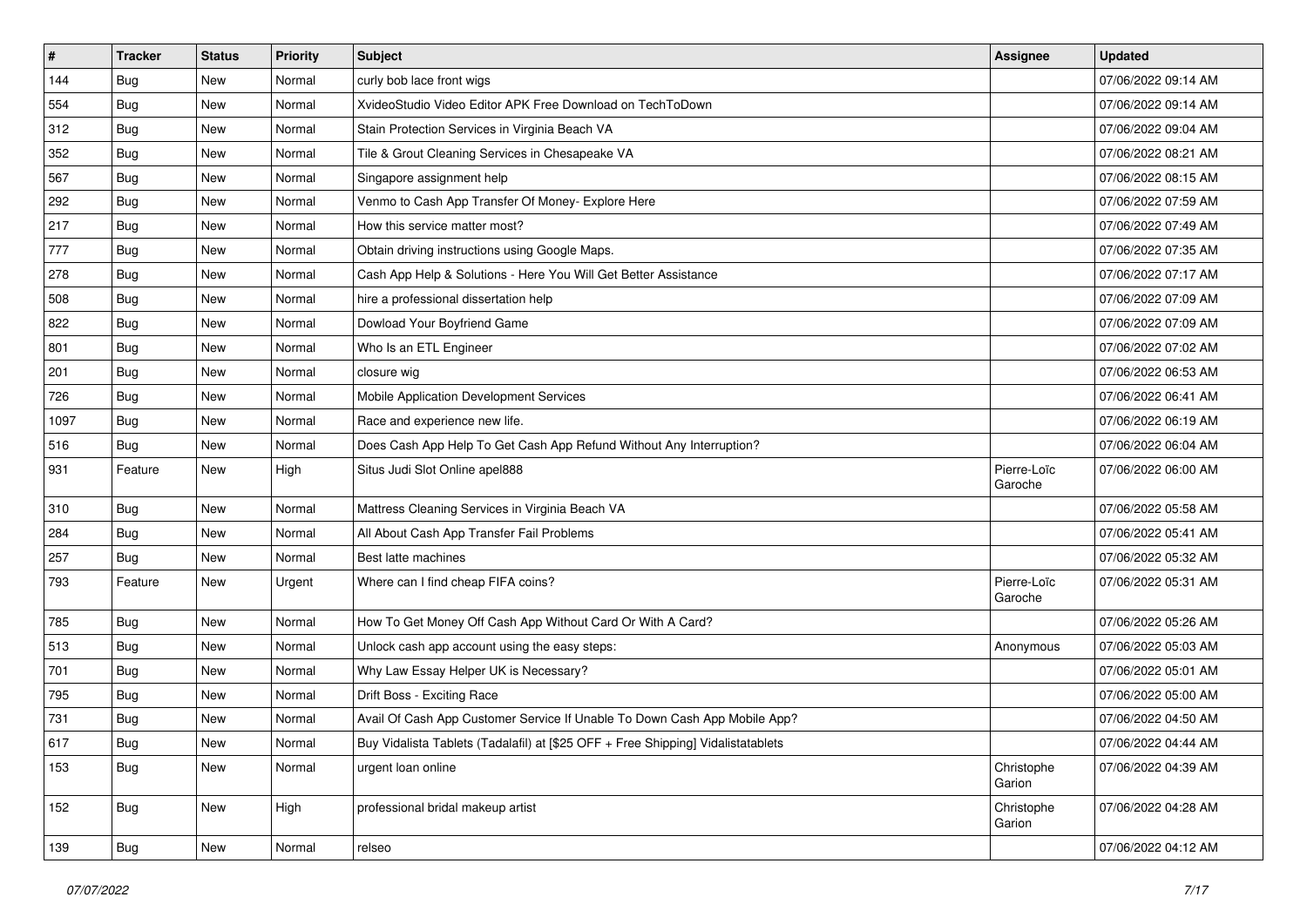| # | Tracker | Status | Priority | Subject | Assignee | Updated |
|---|---|---|---|---|---|---|
| 144 | Bug | New | Normal | curly bob lace front wigs | | 07/06/2022 09:14 AM |
| 554 | Bug | New | Normal | XvideoStudio Video Editor APK Free Download on TechToDown | | 07/06/2022 09:14 AM |
| 312 | Bug | New | Normal | Stain Protection Services in Virginia Beach VA | | 07/06/2022 09:04 AM |
| 352 | Bug | New | Normal | Tile & Grout Cleaning Services in Chesapeake VA | | 07/06/2022 08:21 AM |
| 567 | Bug | New | Normal | Singapore assignment help | | 07/06/2022 08:15 AM |
| 292 | Bug | New | Normal | Venmo to Cash App Transfer Of Money- Explore Here | | 07/06/2022 07:59 AM |
| 217 | Bug | New | Normal | How this service matter most? | | 07/06/2022 07:49 AM |
| 777 | Bug | New | Normal | Obtain driving instructions using Google Maps. | | 07/06/2022 07:35 AM |
| 278 | Bug | New | Normal | Cash App Help & Solutions - Here You Will Get Better Assistance | | 07/06/2022 07:17 AM |
| 508 | Bug | New | Normal | hire a professional dissertation help | | 07/06/2022 07:09 AM |
| 822 | Bug | New | Normal | Dowload Your Boyfriend Game | | 07/06/2022 07:09 AM |
| 801 | Bug | New | Normal | Who Is an ETL Engineer | | 07/06/2022 07:02 AM |
| 201 | Bug | New | Normal | closure wig | | 07/06/2022 06:53 AM |
| 726 | Bug | New | Normal | Mobile Application Development Services | | 07/06/2022 06:41 AM |
| 1097 | Bug | New | Normal | Race and experience new life. | | 07/06/2022 06:19 AM |
| 516 | Bug | New | Normal | Does Cash App Help To Get Cash App Refund Without Any Interruption? | | 07/06/2022 06:04 AM |
| 931 | Feature | New | High | Situs Judi Slot Online apel888 | Pierre-Loïc Garoche | 07/06/2022 06:00 AM |
| 310 | Bug | New | Normal | Mattress Cleaning Services in Virginia Beach VA | | 07/06/2022 05:58 AM |
| 284 | Bug | New | Normal | All About Cash App Transfer Fail Problems | | 07/06/2022 05:41 AM |
| 257 | Bug | New | Normal | Best latte machines | | 07/06/2022 05:32 AM |
| 793 | Feature | New | Urgent | Where can I find cheap FIFA coins? | Pierre-Loïc Garoche | 07/06/2022 05:31 AM |
| 785 | Bug | New | Normal | How To Get Money Off Cash App Without Card Or With A Card? | | 07/06/2022 05:26 AM |
| 513 | Bug | New | Normal | Unlock cash app account using the easy steps: | Anonymous | 07/06/2022 05:03 AM |
| 701 | Bug | New | Normal | Why Law Essay Helper UK is Necessary? | | 07/06/2022 05:01 AM |
| 795 | Bug | New | Normal | Drift Boss - Exciting Race | | 07/06/2022 05:00 AM |
| 731 | Bug | New | Normal | Avail Of Cash App Customer Service If Unable To Down Cash App Mobile App? | | 07/06/2022 04:50 AM |
| 617 | Bug | New | Normal | Buy Vidalista Tablets (Tadalafil) at [$25 OFF + Free Shipping] Vidalistatablets | | 07/06/2022 04:44 AM |
| 153 | Bug | New | Normal | urgent loan online | Christophe Garion | 07/06/2022 04:39 AM |
| 152 | Bug | New | High | professional bridal makeup artist | Christophe Garion | 07/06/2022 04:28 AM |
| 139 | Bug | New | Normal | relseo | | 07/06/2022 04:12 AM |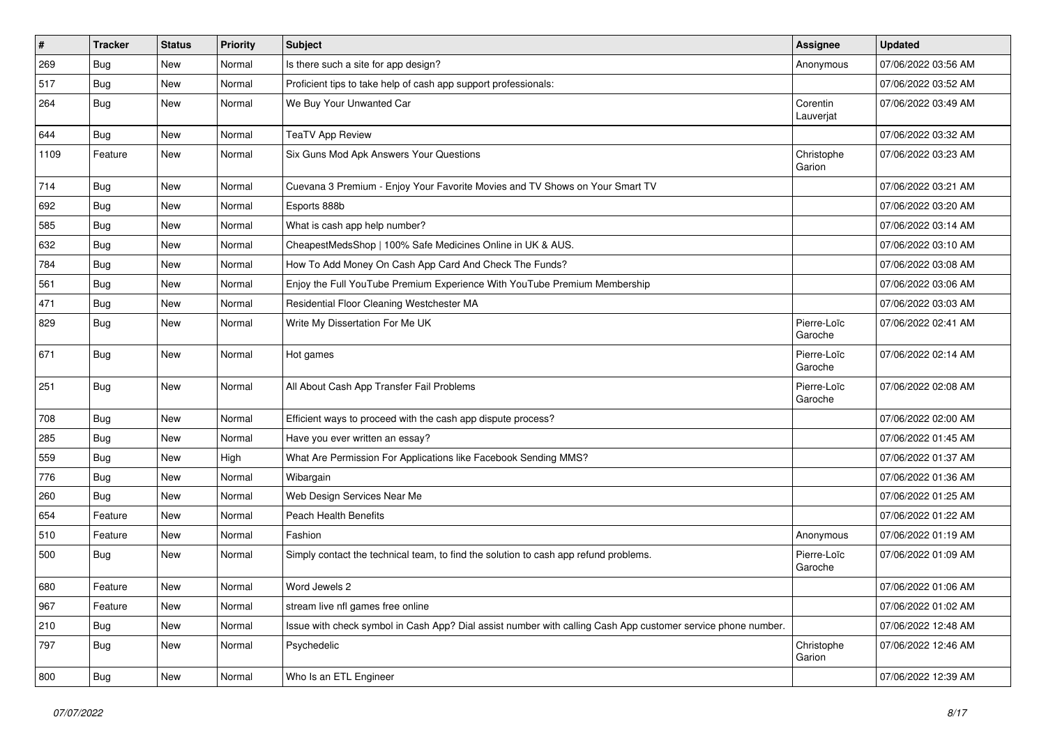| # | Tracker | Status | Priority | Subject | Assignee | Updated |
|---|---|---|---|---|---|---|
| 269 | Bug | New | Normal | Is there such a site for app design? | Anonymous | 07/06/2022 03:56 AM |
| 517 | Bug | New | Normal | Proficient tips to take help of cash app support professionals: | | 07/06/2022 03:52 AM |
| 264 | Bug | New | Normal | We Buy Your Unwanted Car | Corentin Lauverjat | 07/06/2022 03:49 AM |
| 644 | Bug | New | Normal | TeaTV App Review | | 07/06/2022 03:32 AM |
| 1109 | Feature | New | Normal | Six Guns Mod Apk Answers Your Questions | Christophe Garion | 07/06/2022 03:23 AM |
| 714 | Bug | New | Normal | Cuevana 3 Premium - Enjoy Your Favorite Movies and TV Shows on Your Smart TV | | 07/06/2022 03:21 AM |
| 692 | Bug | New | Normal | Esports 888b | | 07/06/2022 03:20 AM |
| 585 | Bug | New | Normal | What is cash app help number? | | 07/06/2022 03:14 AM |
| 632 | Bug | New | Normal | CheapestMedsShop \| 100% Safe Medicines Online in UK & AUS. | | 07/06/2022 03:10 AM |
| 784 | Bug | New | Normal | How To Add Money On Cash App Card And Check The Funds? | | 07/06/2022 03:08 AM |
| 561 | Bug | New | Normal | Enjoy the Full YouTube Premium Experience With YouTube Premium Membership | | 07/06/2022 03:06 AM |
| 471 | Bug | New | Normal | Residential Floor Cleaning Westchester MA | | 07/06/2022 03:03 AM |
| 829 | Bug | New | Normal | Write My Dissertation For Me UK | Pierre-Loïc Garoche | 07/06/2022 02:41 AM |
| 671 | Bug | New | Normal | Hot games | Pierre-Loïc Garoche | 07/06/2022 02:14 AM |
| 251 | Bug | New | Normal | All About Cash App Transfer Fail Problems | Pierre-Loïc Garoche | 07/06/2022 02:08 AM |
| 708 | Bug | New | Normal | Efficient ways to proceed with the cash app dispute process? | | 07/06/2022 02:00 AM |
| 285 | Bug | New | Normal | Have you ever written an essay? | | 07/06/2022 01:45 AM |
| 559 | Bug | New | High | What Are Permission For Applications like Facebook Sending MMS? | | 07/06/2022 01:37 AM |
| 776 | Bug | New | Normal | Wibargain | | 07/06/2022 01:36 AM |
| 260 | Bug | New | Normal | Web Design Services Near Me | | 07/06/2022 01:25 AM |
| 654 | Feature | New | Normal | Peach Health Benefits | | 07/06/2022 01:22 AM |
| 510 | Feature | New | Normal | Fashion | Anonymous | 07/06/2022 01:19 AM |
| 500 | Bug | New | Normal | Simply contact the technical team, to find the solution to cash app refund problems. | Pierre-Loïc Garoche | 07/06/2022 01:09 AM |
| 680 | Feature | New | Normal | Word Jewels 2 | | 07/06/2022 01:06 AM |
| 967 | Feature | New | Normal | stream live nfl games free online | | 07/06/2022 01:02 AM |
| 210 | Bug | New | Normal | Issue with check symbol in Cash App? Dial assist number with calling Cash App customer service phone number. | | 07/06/2022 12:48 AM |
| 797 | Bug | New | Normal | Psychedelic | Christophe Garion | 07/06/2022 12:46 AM |
| 800 | Bug | New | Normal | Who Is an ETL Engineer | | 07/06/2022 12:39 AM |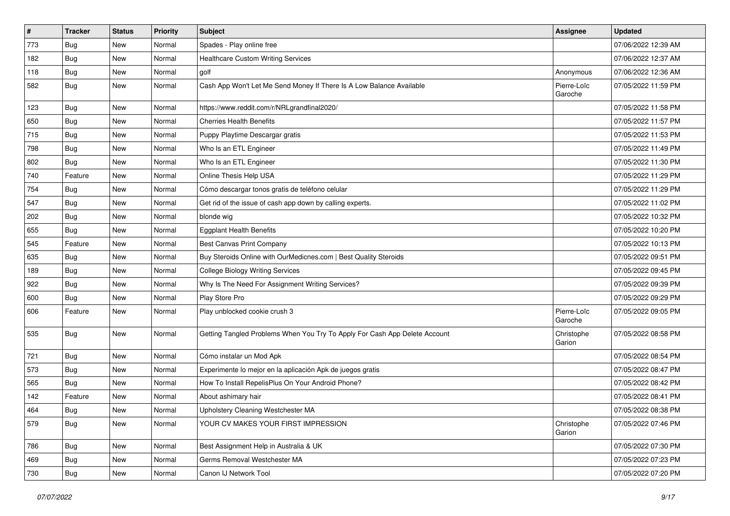| # | Tracker | Status | Priority | Subject | Assignee | Updated |
|---|---|---|---|---|---|---|
| 773 | Bug | New | Normal | Spades - Play online free | | 07/06/2022 12:39 AM |
| 182 | Bug | New | Normal | Healthcare Custom Writing Services | | 07/06/2022 12:37 AM |
| 118 | Bug | New | Normal | golf | Anonymous | 07/06/2022 12:36 AM |
| 582 | Bug | New | Normal | Cash App Won't Let Me Send Money If There Is A Low Balance Available | Pierre-Loïc Garoche | 07/05/2022 11:59 PM |
| 123 | Bug | New | Normal | https://www.reddit.com/r/NRLgrandfinal2020/ | | 07/05/2022 11:58 PM |
| 650 | Bug | New | Normal | Cherries Health Benefits | | 07/05/2022 11:57 PM |
| 715 | Bug | New | Normal | Puppy Playtime Descargar gratis | | 07/05/2022 11:53 PM |
| 798 | Bug | New | Normal | Who Is an ETL Engineer | | 07/05/2022 11:49 PM |
| 802 | Bug | New | Normal | Who Is an ETL Engineer | | 07/05/2022 11:30 PM |
| 740 | Feature | New | Normal | Online Thesis Help USA | | 07/05/2022 11:29 PM |
| 754 | Bug | New | Normal | Cómo descargar tonos gratis de teléfono celular | | 07/05/2022 11:29 PM |
| 547 | Bug | New | Normal | Get rid of the issue of cash app down by calling experts. | | 07/05/2022 11:02 PM |
| 202 | Bug | New | Normal | blonde wig | | 07/05/2022 10:32 PM |
| 655 | Bug | New | Normal | Eggplant Health Benefits | | 07/05/2022 10:20 PM |
| 545 | Feature | New | Normal | Best Canvas Print Company | | 07/05/2022 10:13 PM |
| 635 | Bug | New | Normal | Buy Steroids Online with OurMedicnes.com \| Best Quality Steroids | | 07/05/2022 09:51 PM |
| 189 | Bug | New | Normal | College Biology Writing Services | | 07/05/2022 09:45 PM |
| 922 | Bug | New | Normal | Why Is The Need For Assignment Writing Services? | | 07/05/2022 09:39 PM |
| 600 | Bug | New | Normal | Play Store Pro | | 07/05/2022 09:29 PM |
| 606 | Feature | New | Normal | Play unblocked cookie crush 3 | Pierre-Loïc Garoche | 07/05/2022 09:05 PM |
| 535 | Bug | New | Normal | Getting Tangled Problems When You Try To Apply For Cash App Delete Account | Christophe Garion | 07/05/2022 08:58 PM |
| 721 | Bug | New | Normal | Cómo instalar un Mod Apk | | 07/05/2022 08:54 PM |
| 573 | Bug | New | Normal | Experimente lo mejor en la aplicación Apk de juegos gratis | | 07/05/2022 08:47 PM |
| 565 | Bug | New | Normal | How To Install RepelisPlus On Your Android Phone? | | 07/05/2022 08:42 PM |
| 142 | Feature | New | Normal | About ashimary hair | | 07/05/2022 08:41 PM |
| 464 | Bug | New | Normal | Upholstery Cleaning Westchester MA | | 07/05/2022 08:38 PM |
| 579 | Bug | New | Normal | YOUR CV MAKES YOUR FIRST IMPRESSION | Christophe Garion | 07/05/2022 07:46 PM |
| 786 | Bug | New | Normal | Best Assignment Help in Australia & UK | | 07/05/2022 07:30 PM |
| 469 | Bug | New | Normal | Germs Removal Westchester MA | | 07/05/2022 07:23 PM |
| 730 | Bug | New | Normal | Canon IJ Network Tool | | 07/05/2022 07:20 PM |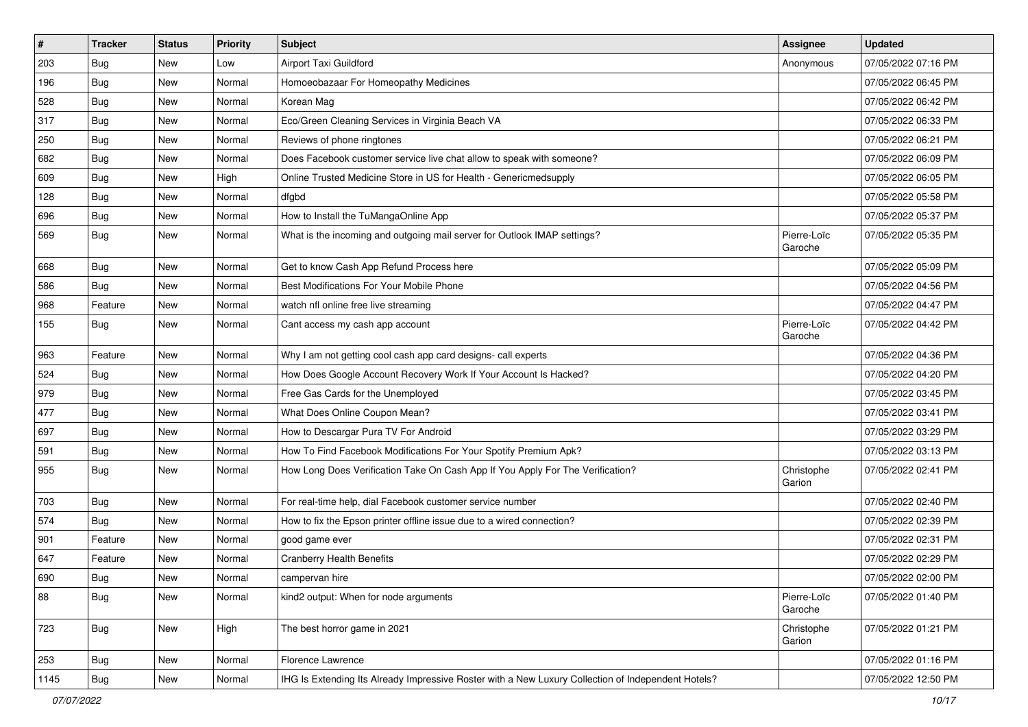| # | Tracker | Status | Priority | Subject | Assignee | Updated |
| --- | --- | --- | --- | --- | --- | --- |
| 203 | Bug | New | Low | Airport Taxi Guildford | Anonymous | 07/05/2022 07:16 PM |
| 196 | Bug | New | Normal | Homoeobazaar For Homeopathy Medicines | | 07/05/2022 06:45 PM |
| 528 | Bug | New | Normal | Korean Mag | | 07/05/2022 06:42 PM |
| 317 | Bug | New | Normal | Eco/Green Cleaning Services in Virginia Beach VA | | 07/05/2022 06:33 PM |
| 250 | Bug | New | Normal | Reviews of phone ringtones | | 07/05/2022 06:21 PM |
| 682 | Bug | New | Normal | Does Facebook customer service live chat allow to speak with someone? | | 07/05/2022 06:09 PM |
| 609 | Bug | New | High | Online Trusted Medicine Store in US for Health - Genericmedsupply | | 07/05/2022 06:05 PM |
| 128 | Bug | New | Normal | dfgbd | | 07/05/2022 05:58 PM |
| 696 | Bug | New | Normal | How to Install the TuMangaOnline App | | 07/05/2022 05:37 PM |
| 569 | Bug | New | Normal | What is the incoming and outgoing mail server for Outlook IMAP settings? | Pierre-Loïc Garoche | 07/05/2022 05:35 PM |
| 668 | Bug | New | Normal | Get to know Cash App Refund Process here | | 07/05/2022 05:09 PM |
| 586 | Bug | New | Normal | Best Modifications For Your Mobile Phone | | 07/05/2022 04:56 PM |
| 968 | Feature | New | Normal | watch nfl online free live streaming | | 07/05/2022 04:47 PM |
| 155 | Bug | New | Normal | Cant access my cash app account | Pierre-Loïc Garoche | 07/05/2022 04:42 PM |
| 963 | Feature | New | Normal | Why I am not getting cool cash app card designs- call experts | | 07/05/2022 04:36 PM |
| 524 | Bug | New | Normal | How Does Google Account Recovery Work If Your Account Is Hacked? | | 07/05/2022 04:20 PM |
| 979 | Bug | New | Normal | Free Gas Cards for the Unemployed | | 07/05/2022 03:45 PM |
| 477 | Bug | New | Normal | What Does Online Coupon Mean? | | 07/05/2022 03:41 PM |
| 697 | Bug | New | Normal | How to Descargar Pura TV For Android | | 07/05/2022 03:29 PM |
| 591 | Bug | New | Normal | How To Find Facebook Modifications For Your Spotify Premium Apk? | | 07/05/2022 03:13 PM |
| 955 | Bug | New | Normal | How Long Does Verification Take On Cash App If You Apply For The Verification? | Christophe Garion | 07/05/2022 02:41 PM |
| 703 | Bug | New | Normal | For real-time help, dial Facebook customer service number | | 07/05/2022 02:40 PM |
| 574 | Bug | New | Normal | How to fix the Epson printer offline issue due to a wired connection? | | 07/05/2022 02:39 PM |
| 901 | Feature | New | Normal | good game ever | | 07/05/2022 02:31 PM |
| 647 | Feature | New | Normal | Cranberry Health Benefits | | 07/05/2022 02:29 PM |
| 690 | Bug | New | Normal | campervan hire | | 07/05/2022 02:00 PM |
| 88 | Bug | New | Normal | kind2 output: When for node arguments | Pierre-Loïc Garoche | 07/05/2022 01:40 PM |
| 723 | Bug | New | High | The best horror game in 2021 | Christophe Garion | 07/05/2022 01:21 PM |
| 253 | Bug | New | Normal | Florence Lawrence | | 07/05/2022 01:16 PM |
| 1145 | Bug | New | Normal | IHG Is Extending Its Already Impressive Roster with a New Luxury Collection of Independent Hotels? | | 07/05/2022 12:50 PM |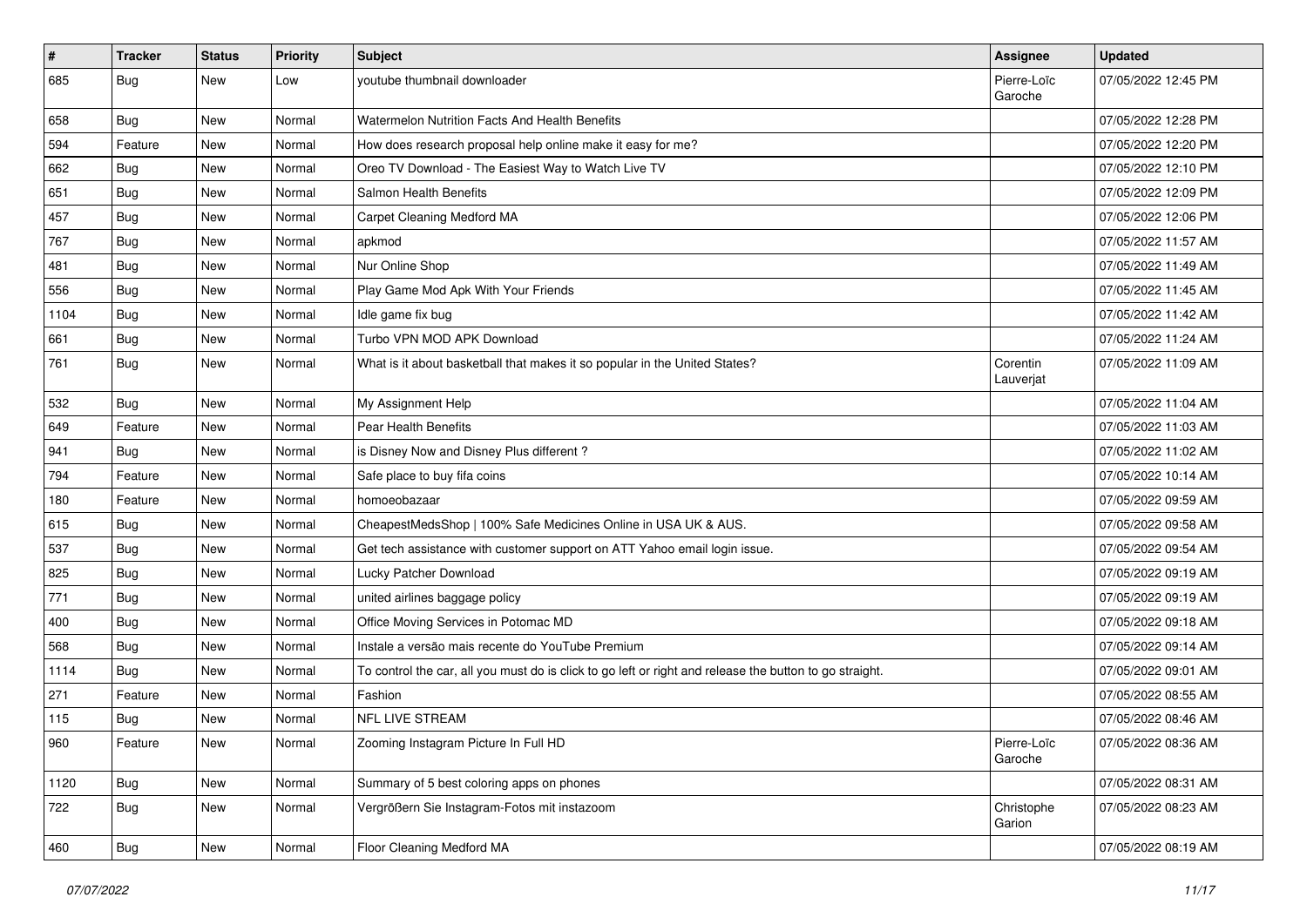| # | Tracker | Status | Priority | Subject | Assignee | Updated |
|---|---|---|---|---|---|---|
| 685 | Bug | New | Low | youtube thumbnail downloader | Pierre-Loïc Garoche | 07/05/2022 12:45 PM |
| 658 | Bug | New | Normal | Watermelon Nutrition Facts And Health Benefits | | 07/05/2022 12:28 PM |
| 594 | Feature | New | Normal | How does research proposal help online make it easy for me? | | 07/05/2022 12:20 PM |
| 662 | Bug | New | Normal | Oreo TV Download - The Easiest Way to Watch Live TV | | 07/05/2022 12:10 PM |
| 651 | Bug | New | Normal | Salmon Health Benefits | | 07/05/2022 12:09 PM |
| 457 | Bug | New | Normal | Carpet Cleaning Medford MA | | 07/05/2022 12:06 PM |
| 767 | Bug | New | Normal | apkmod | | 07/05/2022 11:57 AM |
| 481 | Bug | New | Normal | Nur Online Shop | | 07/05/2022 11:49 AM |
| 556 | Bug | New | Normal | Play Game Mod Apk With Your Friends | | 07/05/2022 11:45 AM |
| 1104 | Bug | New | Normal | Idle game fix bug | | 07/05/2022 11:42 AM |
| 661 | Bug | New | Normal | Turbo VPN MOD APK Download | | 07/05/2022 11:24 AM |
| 761 | Bug | New | Normal | What is it about basketball that makes it so popular in the United States? | Corentin Lauverjat | 07/05/2022 11:09 AM |
| 532 | Bug | New | Normal | My Assignment Help | | 07/05/2022 11:04 AM |
| 649 | Feature | New | Normal | Pear Health Benefits | | 07/05/2022 11:03 AM |
| 941 | Bug | New | Normal | is Disney Now and Disney Plus different ? | | 07/05/2022 11:02 AM |
| 794 | Feature | New | Normal | Safe place to buy fifa coins | | 07/05/2022 10:14 AM |
| 180 | Feature | New | Normal | homoeobazaar | | 07/05/2022 09:59 AM |
| 615 | Bug | New | Normal | CheapestMedsShop \| 100% Safe Medicines Online in USA UK & AUS. | | 07/05/2022 09:58 AM |
| 537 | Bug | New | Normal | Get tech assistance with customer support on ATT Yahoo email login issue. | | 07/05/2022 09:54 AM |
| 825 | Bug | New | Normal | Lucky Patcher Download | | 07/05/2022 09:19 AM |
| 771 | Bug | New | Normal | united airlines baggage policy | | 07/05/2022 09:19 AM |
| 400 | Bug | New | Normal | Office Moving Services in Potomac MD | | 07/05/2022 09:18 AM |
| 568 | Bug | New | Normal | Instale a versão mais recente do YouTube Premium | | 07/05/2022 09:14 AM |
| 1114 | Bug | New | Normal | To control the car, all you must do is click to go left or right and release the button to go straight. | | 07/05/2022 09:01 AM |
| 271 | Feature | New | Normal | Fashion | | 07/05/2022 08:55 AM |
| 115 | Bug | New | Normal | NFL LIVE STREAM | | 07/05/2022 08:46 AM |
| 960 | Feature | New | Normal | Zooming Instagram Picture In Full HD | Pierre-Loïc Garoche | 07/05/2022 08:36 AM |
| 1120 | Bug | New | Normal | Summary of 5 best coloring apps on phones | | 07/05/2022 08:31 AM |
| 722 | Bug | New | Normal | Vergrößern Sie Instagram-Fotos mit instazoom | Christophe Garion | 07/05/2022 08:23 AM |
| 460 | Bug | New | Normal | Floor Cleaning Medford MA | | 07/05/2022 08:19 AM |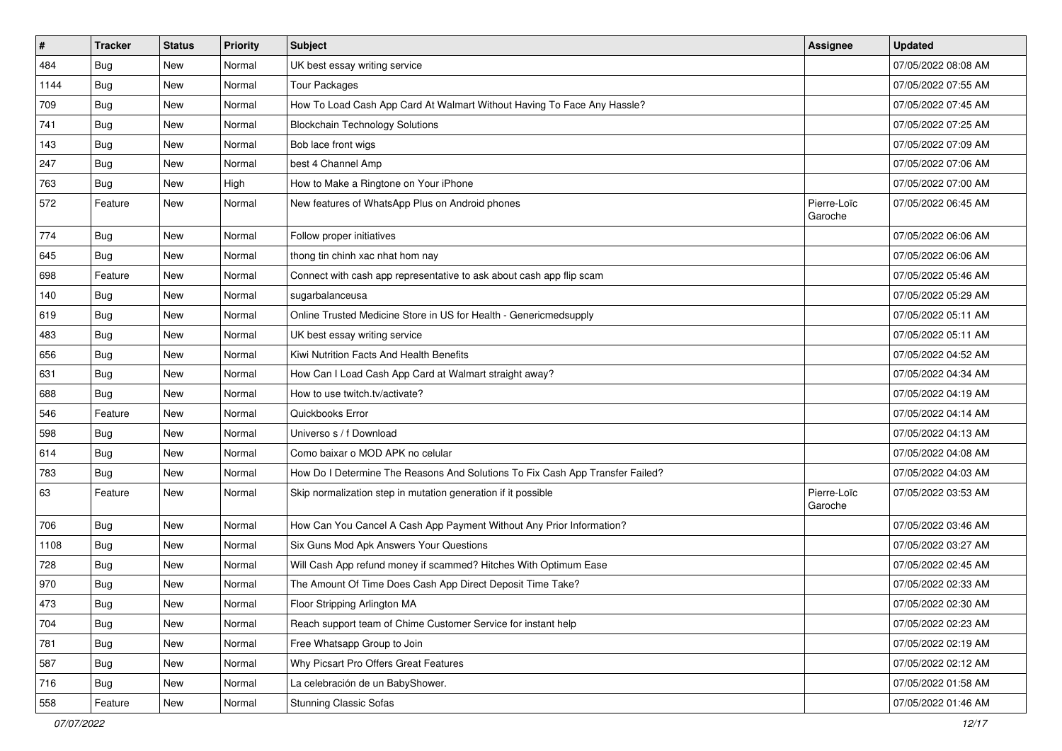| # | Tracker | Status | Priority | Subject | Assignee | Updated |
|---|---|---|---|---|---|---|
| 484 | Bug | New | Normal | UK best essay writing service | | 07/05/2022 08:08 AM |
| 1144 | Bug | New | Normal | Tour Packages | | 07/05/2022 07:55 AM |
| 709 | Bug | New | Normal | How To Load Cash App Card At Walmart Without Having To Face Any Hassle? | | 07/05/2022 07:45 AM |
| 741 | Bug | New | Normal | Blockchain Technology Solutions | | 07/05/2022 07:25 AM |
| 143 | Bug | New | Normal | Bob lace front wigs | | 07/05/2022 07:09 AM |
| 247 | Bug | New | Normal | best 4 Channel Amp | | 07/05/2022 07:06 AM |
| 763 | Bug | New | High | How to Make a Ringtone on Your iPhone | | 07/05/2022 07:00 AM |
| 572 | Feature | New | Normal | New features of WhatsApp Plus on Android phones | Pierre-Loïc Garoche | 07/05/2022 06:45 AM |
| 774 | Bug | New | Normal | Follow proper initiatives | | 07/05/2022 06:06 AM |
| 645 | Bug | New | Normal | thong tin chinh xac nhat hom nay | | 07/05/2022 06:06 AM |
| 698 | Feature | New | Normal | Connect with cash app representative to ask about cash app flip scam | | 07/05/2022 05:46 AM |
| 140 | Bug | New | Normal | sugarbalanceusa | | 07/05/2022 05:29 AM |
| 619 | Bug | New | Normal | Online Trusted Medicine Store in US for Health - Genericmedsupply | | 07/05/2022 05:11 AM |
| 483 | Bug | New | Normal | UK best essay writing service | | 07/05/2022 05:11 AM |
| 656 | Bug | New | Normal | Kiwi Nutrition Facts And Health Benefits | | 07/05/2022 04:52 AM |
| 631 | Bug | New | Normal | How Can I Load Cash App Card at Walmart straight away? | | 07/05/2022 04:34 AM |
| 688 | Bug | New | Normal | How to use twitch.tv/activate? | | 07/05/2022 04:19 AM |
| 546 | Feature | New | Normal | Quickbooks Error | | 07/05/2022 04:14 AM |
| 598 | Bug | New | Normal | Universo s / f Download | | 07/05/2022 04:13 AM |
| 614 | Bug | New | Normal | Como baixar o MOD APK no celular | | 07/05/2022 04:08 AM |
| 783 | Bug | New | Normal | How Do I Determine The Reasons And Solutions To Fix Cash App Transfer Failed? | | 07/05/2022 04:03 AM |
| 63 | Feature | New | Normal | Skip normalization step in mutation generation if it possible | Pierre-Loïc Garoche | 07/05/2022 03:53 AM |
| 706 | Bug | New | Normal | How Can You Cancel A Cash App Payment Without Any Prior Information? | | 07/05/2022 03:46 AM |
| 1108 | Bug | New | Normal | Six Guns Mod Apk Answers Your Questions | | 07/05/2022 03:27 AM |
| 728 | Bug | New | Normal | Will Cash App refund money if scammed? Hitches With Optimum Ease | | 07/05/2022 02:45 AM |
| 970 | Bug | New | Normal | The Amount Of Time Does Cash App Direct Deposit Time Take? | | 07/05/2022 02:33 AM |
| 473 | Bug | New | Normal | Floor Stripping Arlington MA | | 07/05/2022 02:30 AM |
| 704 | Bug | New | Normal | Reach support team of Chime Customer Service for instant help | | 07/05/2022 02:23 AM |
| 781 | Bug | New | Normal | Free Whatsapp Group to Join | | 07/05/2022 02:19 AM |
| 587 | Bug | New | Normal | Why Picsart Pro Offers Great Features | | 07/05/2022 02:12 AM |
| 716 | Bug | New | Normal | La celebración de un BabyShower. | | 07/05/2022 01:58 AM |
| 558 | Feature | New | Normal | Stunning Classic Sofas | | 07/05/2022 01:46 AM |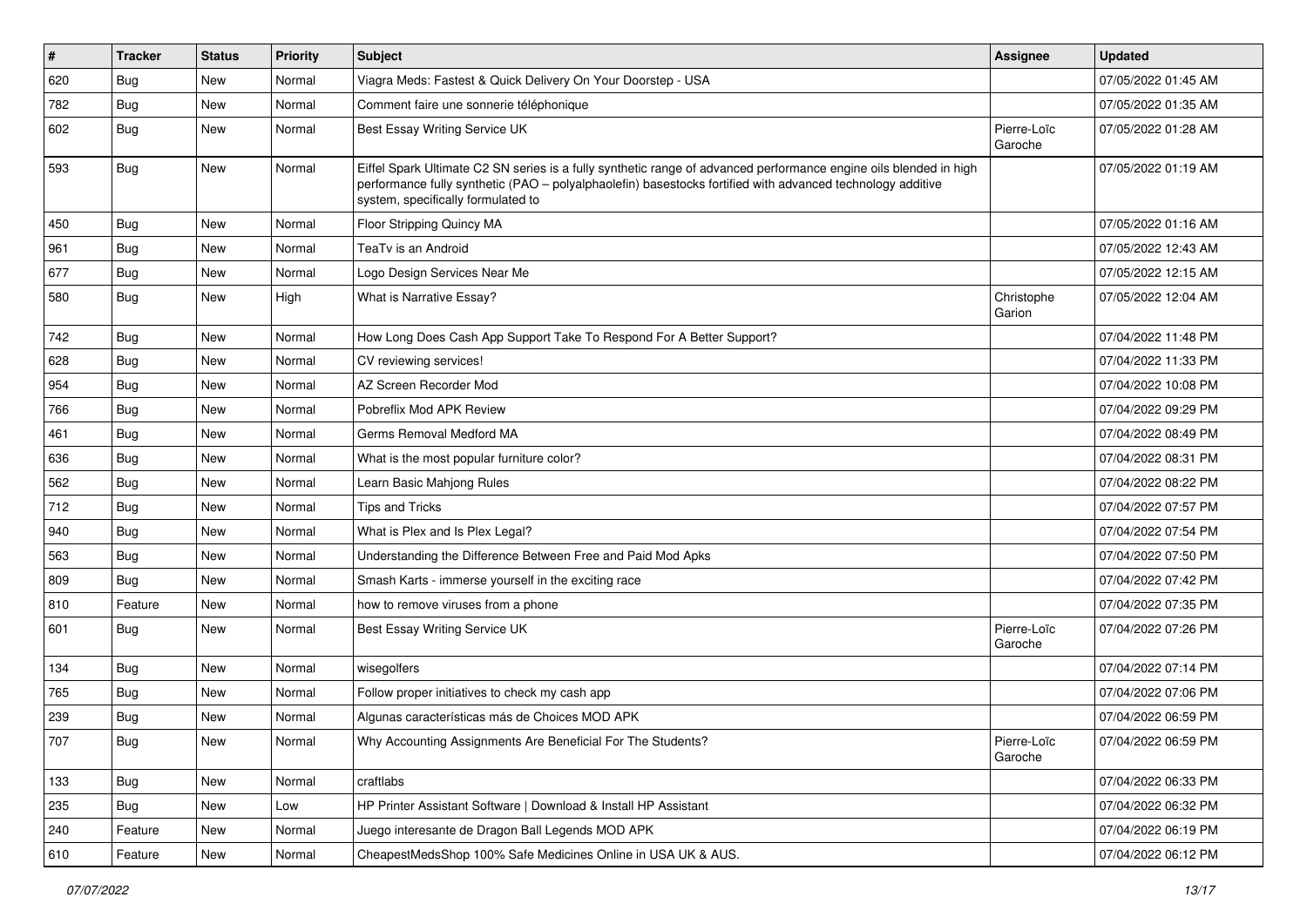| # | Tracker | Status | Priority | Subject | Assignee | Updated |
| --- | --- | --- | --- | --- | --- | --- |
| 620 | Bug | New | Normal | Viagra Meds: Fastest & Quick Delivery On Your Doorstep - USA | | 07/05/2022 01:45 AM |
| 782 | Bug | New | Normal | Comment faire une sonnerie téléphonique | | 07/05/2022 01:35 AM |
| 602 | Bug | New | Normal | Best Essay Writing Service UK | Pierre-Loïc Garoche | 07/05/2022 01:28 AM |
| 593 | Bug | New | Normal | Eiffel Spark Ultimate C2 SN series is a fully synthetic range of advanced performance engine oils blended in high performance fully synthetic (PAO – polyalphaolefin) basestocks fortified with advanced technology additive system, specifically formulated to | | 07/05/2022 01:19 AM |
| 450 | Bug | New | Normal | Floor Stripping Quincy MA | | 07/05/2022 01:16 AM |
| 961 | Bug | New | Normal | TeaTv is an Android | | 07/05/2022 12:43 AM |
| 677 | Bug | New | Normal | Logo Design Services Near Me | | 07/05/2022 12:15 AM |
| 580 | Bug | New | High | What is Narrative Essay? | Christophe Garion | 07/05/2022 12:04 AM |
| 742 | Bug | New | Normal | How Long Does Cash App Support Take To Respond For A Better Support? | | 07/04/2022 11:48 PM |
| 628 | Bug | New | Normal | CV reviewing services! | | 07/04/2022 11:33 PM |
| 954 | Bug | New | Normal | AZ Screen Recorder Mod | | 07/04/2022 10:08 PM |
| 766 | Bug | New | Normal | Pobreflix Mod APK Review | | 07/04/2022 09:29 PM |
| 461 | Bug | New | Normal | Germs Removal Medford MA | | 07/04/2022 08:49 PM |
| 636 | Bug | New | Normal | What is the most popular furniture color? | | 07/04/2022 08:31 PM |
| 562 | Bug | New | Normal | Learn Basic Mahjong Rules | | 07/04/2022 08:22 PM |
| 712 | Bug | New | Normal | Tips and Tricks | | 07/04/2022 07:57 PM |
| 940 | Bug | New | Normal | What is Plex and Is Plex Legal? | | 07/04/2022 07:54 PM |
| 563 | Bug | New | Normal | Understanding the Difference Between Free and Paid Mod Apks | | 07/04/2022 07:50 PM |
| 809 | Bug | New | Normal | Smash Karts - immerse yourself in the exciting race | | 07/04/2022 07:42 PM |
| 810 | Feature | New | Normal | how to remove viruses from a phone | | 07/04/2022 07:35 PM |
| 601 | Bug | New | Normal | Best Essay Writing Service UK | Pierre-Loïc Garoche | 07/04/2022 07:26 PM |
| 134 | Bug | New | Normal | wisegolfers | | 07/04/2022 07:14 PM |
| 765 | Bug | New | Normal | Follow proper initiatives to check my cash app | | 07/04/2022 07:06 PM |
| 239 | Bug | New | Normal | Algunas características más de Choices MOD APK | | 07/04/2022 06:59 PM |
| 707 | Bug | New | Normal | Why Accounting Assignments Are Beneficial For The Students? | Pierre-Loïc Garoche | 07/04/2022 06:59 PM |
| 133 | Bug | New | Normal | craftlabs | | 07/04/2022 06:33 PM |
| 235 | Bug | New | Low | HP Printer Assistant Software \| Download & Install HP Assistant | | 07/04/2022 06:32 PM |
| 240 | Feature | New | Normal | Juego interesante de Dragon Ball Legends MOD APK | | 07/04/2022 06:19 PM |
| 610 | Feature | New | Normal | CheapestMedsShop 100% Safe Medicines Online in USA UK & AUS. | | 07/04/2022 06:12 PM |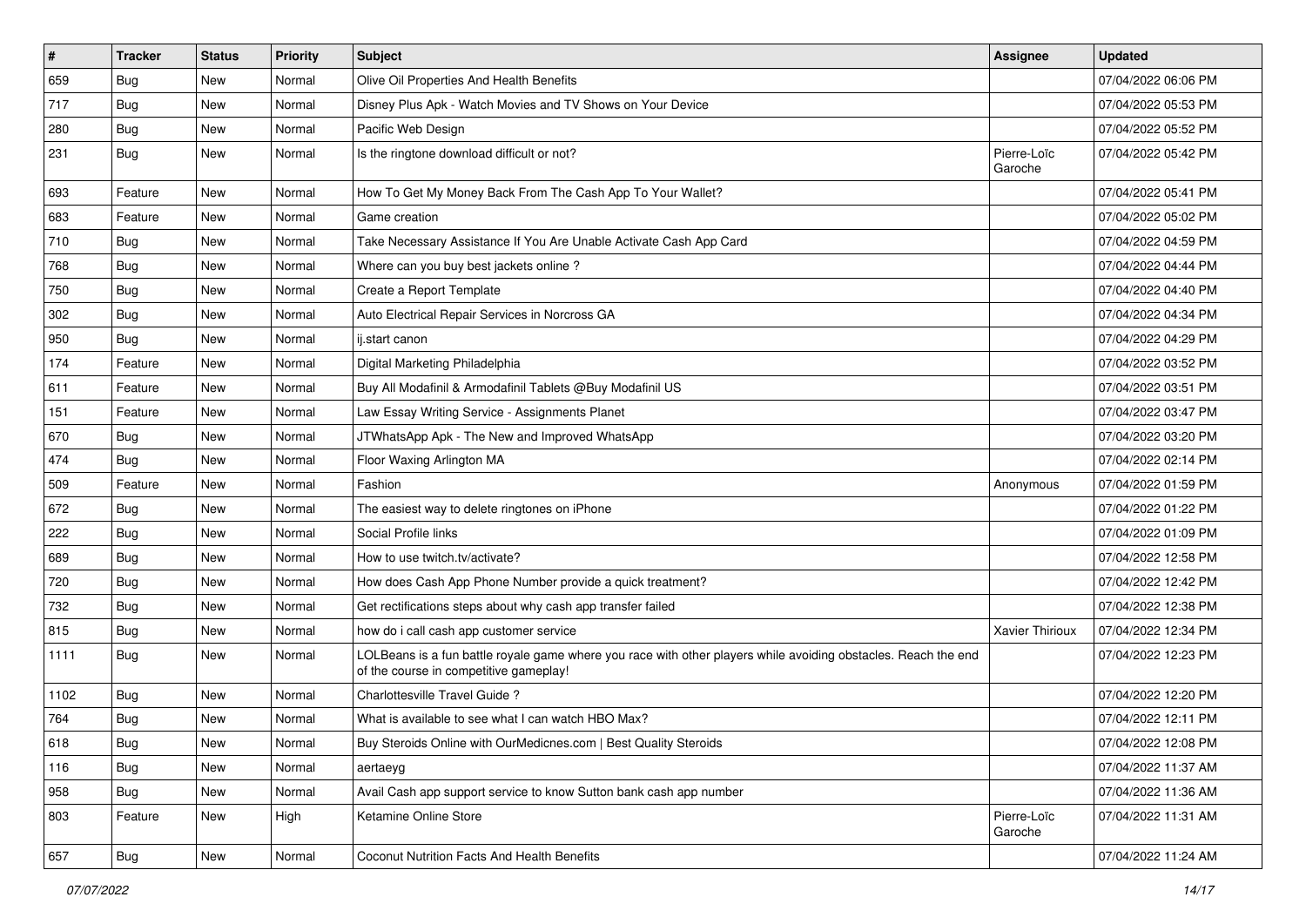| # | Tracker | Status | Priority | Subject | Assignee | Updated |
|---|---|---|---|---|---|---|
| 659 | Bug | New | Normal | Olive Oil Properties And Health Benefits | | 07/04/2022 06:06 PM |
| 717 | Bug | New | Normal | Disney Plus Apk - Watch Movies and TV Shows on Your Device | | 07/04/2022 05:53 PM |
| 280 | Bug | New | Normal | Pacific Web Design | | 07/04/2022 05:52 PM |
| 231 | Bug | New | Normal | Is the ringtone download difficult or not? | Pierre-Loïc Garoche | 07/04/2022 05:42 PM |
| 693 | Feature | New | Normal | How To Get My Money Back From The Cash App To Your Wallet? | | 07/04/2022 05:41 PM |
| 683 | Feature | New | Normal | Game creation | | 07/04/2022 05:02 PM |
| 710 | Bug | New | Normal | Take Necessary Assistance If You Are Unable Activate Cash App Card | | 07/04/2022 04:59 PM |
| 768 | Bug | New | Normal | Where can you buy best jackets online ? | | 07/04/2022 04:44 PM |
| 750 | Bug | New | Normal | Create a Report Template | | 07/04/2022 04:40 PM |
| 302 | Bug | New | Normal | Auto Electrical Repair Services in Norcross GA | | 07/04/2022 04:34 PM |
| 950 | Bug | New | Normal | ij.start canon | | 07/04/2022 04:29 PM |
| 174 | Feature | New | Normal | Digital Marketing Philadelphia | | 07/04/2022 03:52 PM |
| 611 | Feature | New | Normal | Buy All Modafinil & Armodafinil Tablets @Buy Modafinil US | | 07/04/2022 03:51 PM |
| 151 | Feature | New | Normal | Law Essay Writing Service - Assignments Planet | | 07/04/2022 03:47 PM |
| 670 | Bug | New | Normal | JTWhatsApp Apk - The New and Improved WhatsApp | | 07/04/2022 03:20 PM |
| 474 | Bug | New | Normal | Floor Waxing Arlington MA | | 07/04/2022 02:14 PM |
| 509 | Feature | New | Normal | Fashion | Anonymous | 07/04/2022 01:59 PM |
| 672 | Bug | New | Normal | The easiest way to delete ringtones on iPhone | | 07/04/2022 01:22 PM |
| 222 | Bug | New | Normal | Social Profile links | | 07/04/2022 01:09 PM |
| 689 | Bug | New | Normal | How to use twitch.tv/activate? | | 07/04/2022 12:58 PM |
| 720 | Bug | New | Normal | How does Cash App Phone Number provide a quick treatment? | | 07/04/2022 12:42 PM |
| 732 | Bug | New | Normal | Get rectifications steps about why cash app transfer failed | | 07/04/2022 12:38 PM |
| 815 | Bug | New | Normal | how do i call cash app customer service | Xavier Thirioux | 07/04/2022 12:34 PM |
| 1111 | Bug | New | Normal | LOLBeans is a fun battle royale game where you race with other players while avoiding obstacles. Reach the end of the course in competitive gameplay! | | 07/04/2022 12:23 PM |
| 1102 | Bug | New | Normal | Charlottesville Travel Guide ? | | 07/04/2022 12:20 PM |
| 764 | Bug | New | Normal | What is available to see what I can watch HBO Max? | | 07/04/2022 12:11 PM |
| 618 | Bug | New | Normal | Buy Steroids Online with OurMedicnes.com \| Best Quality Steroids | | 07/04/2022 12:08 PM |
| 116 | Bug | New | Normal | aertaeyg | | 07/04/2022 11:37 AM |
| 958 | Bug | New | Normal | Avail Cash app support service to know Sutton bank cash app number | | 07/04/2022 11:36 AM |
| 803 | Feature | New | High | Ketamine Online Store | Pierre-Loïc Garoche | 07/04/2022 11:31 AM |
| 657 | Bug | New | Normal | Coconut Nutrition Facts And Health Benefits | | 07/04/2022 11:24 AM |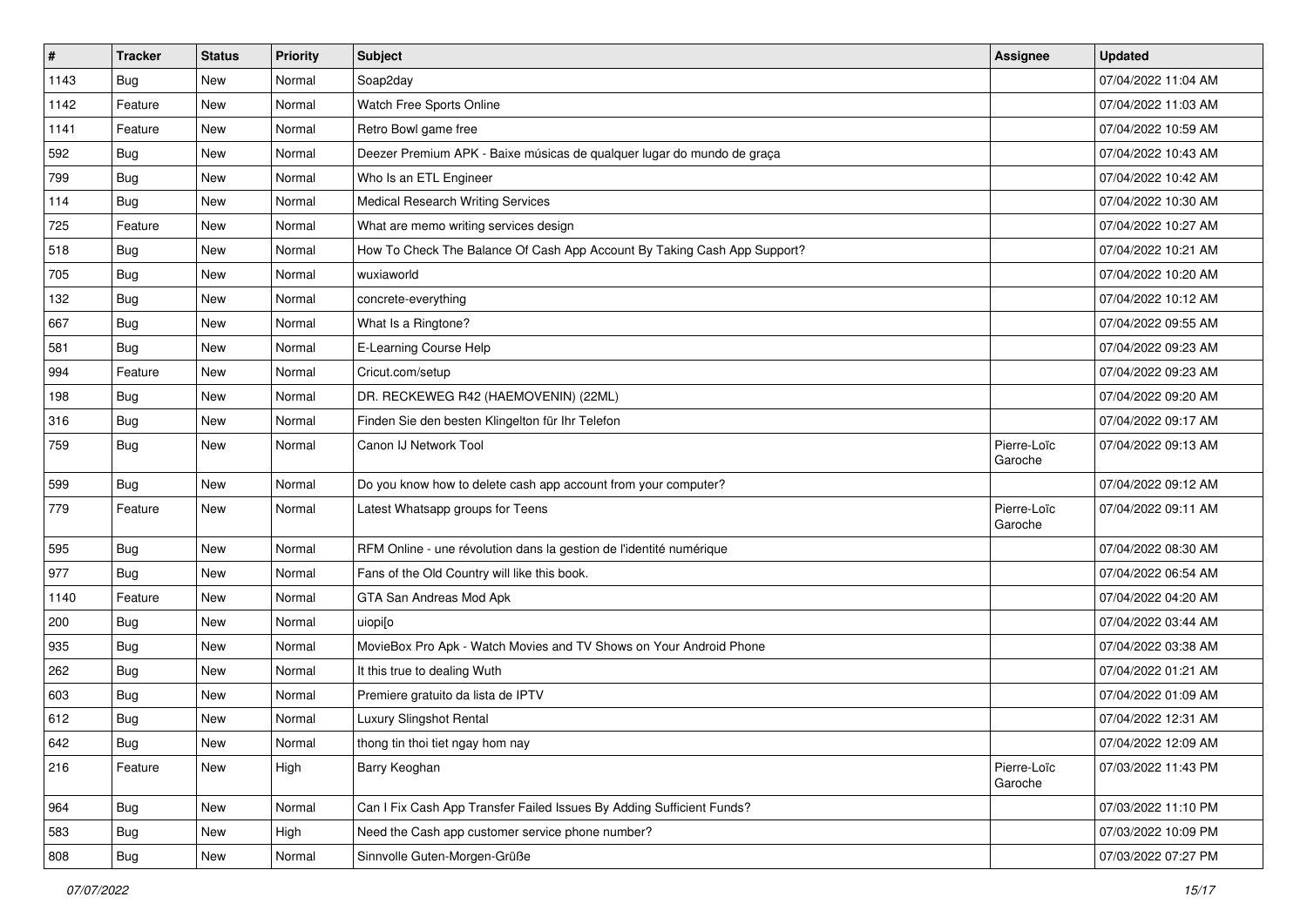| # | Tracker | Status | Priority | Subject | Assignee | Updated |
|---|---|---|---|---|---|---|
| 1143 | Bug | New | Normal | Soap2day | | 07/04/2022 11:04 AM |
| 1142 | Feature | New | Normal | Watch Free Sports Online | | 07/04/2022 11:03 AM |
| 1141 | Feature | New | Normal | Retro Bowl game free | | 07/04/2022 10:59 AM |
| 592 | Bug | New | Normal | Deezer Premium APK - Baixe músicas de qualquer lugar do mundo de graça | | 07/04/2022 10:43 AM |
| 799 | Bug | New | Normal | Who Is an ETL Engineer | | 07/04/2022 10:42 AM |
| 114 | Bug | New | Normal | Medical Research Writing Services | | 07/04/2022 10:30 AM |
| 725 | Feature | New | Normal | What are memo writing services design | | 07/04/2022 10:27 AM |
| 518 | Bug | New | Normal | How To Check The Balance Of Cash App Account By Taking Cash App Support? | | 07/04/2022 10:21 AM |
| 705 | Bug | New | Normal | wuxiaworld | | 07/04/2022 10:20 AM |
| 132 | Bug | New | Normal | concrete-everything | | 07/04/2022 10:12 AM |
| 667 | Bug | New | Normal | What Is a Ringtone? | | 07/04/2022 09:55 AM |
| 581 | Bug | New | Normal | E-Learning Course Help | | 07/04/2022 09:23 AM |
| 994 | Feature | New | Normal | Cricut.com/setup | | 07/04/2022 09:23 AM |
| 198 | Bug | New | Normal | DR. RECKEWEG R42 (HAEMOVENIN) (22ML) | | 07/04/2022 09:20 AM |
| 316 | Bug | New | Normal | Finden Sie den besten Klingelton für Ihr Telefon | | 07/04/2022 09:17 AM |
| 759 | Bug | New | Normal | Canon IJ Network Tool | Pierre-Loïc Garoche | 07/04/2022 09:13 AM |
| 599 | Bug | New | Normal | Do you know how to delete cash app account from your computer? | | 07/04/2022 09:12 AM |
| 779 | Feature | New | Normal | Latest Whatsapp groups for Teens | Pierre-Loïc Garoche | 07/04/2022 09:11 AM |
| 595 | Bug | New | Normal | RFM Online - une révolution dans la gestion de l'identité numérique | | 07/04/2022 08:30 AM |
| 977 | Bug | New | Normal | Fans of the Old Country will like this book. | | 07/04/2022 06:54 AM |
| 1140 | Feature | New | Normal | GTA San Andreas Mod Apk | | 07/04/2022 04:20 AM |
| 200 | Bug | New | Normal | uiopi[o | | 07/04/2022 03:44 AM |
| 935 | Bug | New | Normal | MovieBox Pro Apk - Watch Movies and TV Shows on Your Android Phone | | 07/04/2022 03:38 AM |
| 262 | Bug | New | Normal | It this true to dealing Wuth | | 07/04/2022 01:21 AM |
| 603 | Bug | New | Normal | Premiere gratuito da lista de IPTV | | 07/04/2022 01:09 AM |
| 612 | Bug | New | Normal | Luxury Slingshot Rental | | 07/04/2022 12:31 AM |
| 642 | Bug | New | Normal | thong tin thoi tiet ngay hom nay | | 07/04/2022 12:09 AM |
| 216 | Feature | New | High | Barry Keoghan | Pierre-Loïc Garoche | 07/03/2022 11:43 PM |
| 964 | Bug | New | Normal | Can I Fix Cash App Transfer Failed Issues By Adding Sufficient Funds? | | 07/03/2022 11:10 PM |
| 583 | Bug | New | High | Need the Cash app customer service phone number? | | 07/03/2022 10:09 PM |
| 808 | Bug | New | Normal | Sinnvolle Guten-Morgen-Grüße | | 07/03/2022 07:27 PM |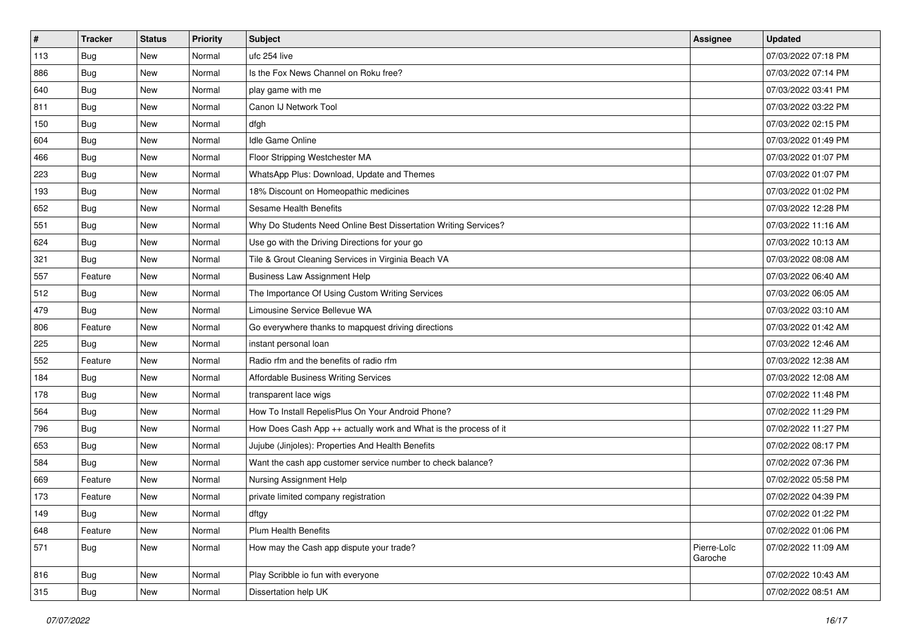| # | Tracker | Status | Priority | Subject | Assignee | Updated |
|---|---|---|---|---|---|---|
| 113 | Bug | New | Normal | ufc 254 live | | 07/03/2022 07:18 PM |
| 886 | Bug | New | Normal | Is the Fox News Channel on Roku free? | | 07/03/2022 07:14 PM |
| 640 | Bug | New | Normal | play game with me | | 07/03/2022 03:41 PM |
| 811 | Bug | New | Normal | Canon IJ Network Tool | | 07/03/2022 03:22 PM |
| 150 | Bug | New | Normal | dfgh | | 07/03/2022 02:15 PM |
| 604 | Bug | New | Normal | Idle Game Online | | 07/03/2022 01:49 PM |
| 466 | Bug | New | Normal | Floor Stripping Westchester MA | | 07/03/2022 01:07 PM |
| 223 | Bug | New | Normal | WhatsApp Plus: Download, Update and Themes | | 07/03/2022 01:07 PM |
| 193 | Bug | New | Normal | 18% Discount on Homeopathic medicines | | 07/03/2022 01:02 PM |
| 652 | Bug | New | Normal | Sesame Health Benefits | | 07/03/2022 12:28 PM |
| 551 | Bug | New | Normal | Why Do Students Need Online Best Dissertation Writing Services? | | 07/03/2022 11:16 AM |
| 624 | Bug | New | Normal | Use go with the Driving Directions for your go | | 07/03/2022 10:13 AM |
| 321 | Bug | New | Normal | Tile & Grout Cleaning Services in Virginia Beach VA | | 07/03/2022 08:08 AM |
| 557 | Feature | New | Normal | Business Law Assignment Help | | 07/03/2022 06:40 AM |
| 512 | Bug | New | Normal | The Importance Of Using Custom Writing Services | | 07/03/2022 06:05 AM |
| 479 | Bug | New | Normal | Limousine Service Bellevue WA | | 07/03/2022 03:10 AM |
| 806 | Feature | New | Normal | Go everywhere thanks to mapquest driving directions | | 07/03/2022 01:42 AM |
| 225 | Bug | New | Normal | instant personal loan | | 07/03/2022 12:46 AM |
| 552 | Feature | New | Normal | Radio rfm and the benefits of radio rfm | | 07/03/2022 12:38 AM |
| 184 | Bug | New | Normal | Affordable Business Writing Services | | 07/03/2022 12:08 AM |
| 178 | Bug | New | Normal | transparent lace wigs | | 07/02/2022 11:48 PM |
| 564 | Bug | New | Normal | How To Install RepelisPlus On Your Android Phone? | | 07/02/2022 11:29 PM |
| 796 | Bug | New | Normal | How Does Cash App ++ actually work and What is the process of it | | 07/02/2022 11:27 PM |
| 653 | Bug | New | Normal | Jujube (Jinjoles): Properties And Health Benefits | | 07/02/2022 08:17 PM |
| 584 | Bug | New | Normal | Want the cash app customer service number to check balance? | | 07/02/2022 07:36 PM |
| 669 | Feature | New | Normal | Nursing Assignment Help | | 07/02/2022 05:58 PM |
| 173 | Feature | New | Normal | private limited company registration | | 07/02/2022 04:39 PM |
| 149 | Bug | New | Normal | dftgy | | 07/02/2022 01:22 PM |
| 648 | Feature | New | Normal | Plum Health Benefits | | 07/02/2022 01:06 PM |
| 571 | Bug | New | Normal | How may the Cash app dispute your trade? | Pierre-Loïc Garoche | 07/02/2022 11:09 AM |
| 816 | Bug | New | Normal | Play Scribble io fun with everyone | | 07/02/2022 10:43 AM |
| 315 | Bug | New | Normal | Dissertation help UK | | 07/02/2022 08:51 AM |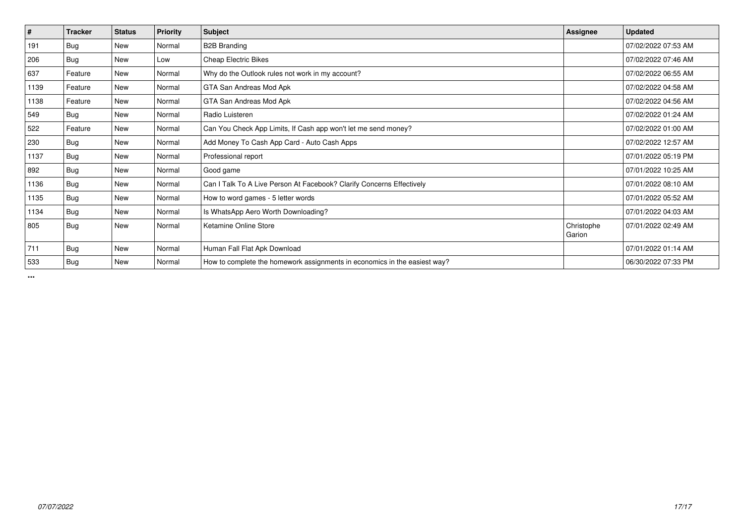| # | Tracker | Status | Priority | Subject | Assignee | Updated |
|---|---|---|---|---|---|---|
| 191 | Bug | New | Normal | B2B Branding | | 07/02/2022 07:53 AM |
| 206 | Bug | New | Low | Cheap Electric Bikes | | 07/02/2022 07:46 AM |
| 637 | Feature | New | Normal | Why do the Outlook rules not work in my account? | | 07/02/2022 06:55 AM |
| 1139 | Feature | New | Normal | GTA San Andreas Mod Apk | | 07/02/2022 04:58 AM |
| 1138 | Feature | New | Normal | GTA San Andreas Mod Apk | | 07/02/2022 04:56 AM |
| 549 | Bug | New | Normal | Radio Luisteren | | 07/02/2022 01:24 AM |
| 522 | Feature | New | Normal | Can You Check App Limits, If Cash app won't let me send money? | | 07/02/2022 01:00 AM |
| 230 | Bug | New | Normal | Add Money To Cash App Card - Auto Cash Apps | | 07/02/2022 12:57 AM |
| 1137 | Bug | New | Normal | Professional report | | 07/01/2022 05:19 PM |
| 892 | Bug | New | Normal | Good game | | 07/01/2022 10:25 AM |
| 1136 | Bug | New | Normal | Can I Talk To A Live Person At Facebook? Clarify Concerns Effectively | | 07/01/2022 08:10 AM |
| 1135 | Bug | New | Normal | How to word games - 5 letter words | | 07/01/2022 05:52 AM |
| 1134 | Bug | New | Normal | Is WhatsApp Aero Worth Downloading? | | 07/01/2022 04:03 AM |
| 805 | Bug | New | Normal | Ketamine Online Store | Christophe Garion | 07/01/2022 02:49 AM |
| 711 | Bug | New | Normal | Human Fall Flat Apk Download | | 07/01/2022 01:14 AM |
| 533 | Bug | New | Normal | How to complete the homework assignments in economics in the easiest way? | | 06/30/2022 07:33 PM |

...